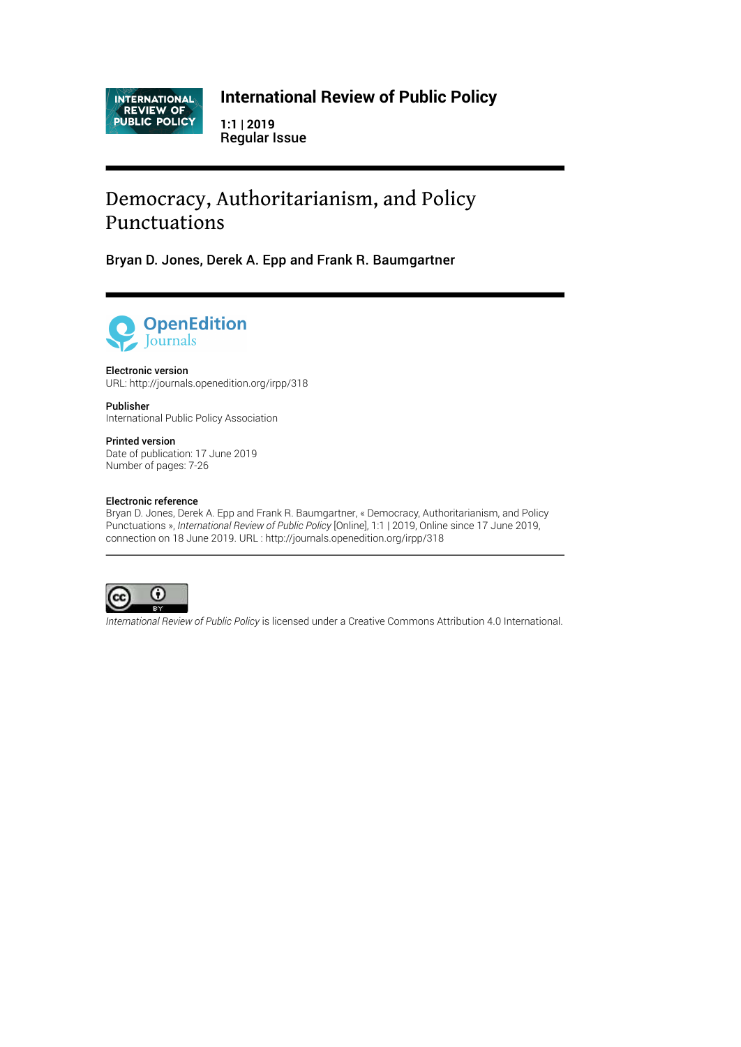**International Review of Public Policy**

**1:1 | 2019**
**Regular Issue**

# Democracy, Authoritarianism, and Policy Punctuations

**Bryan D. Jones, Derek A. Epp and Frank R. Baumgartner**

**Electronic version**
URL: http://journals.openedition.org/irpp/318

**Publisher**
International Public Policy Association

**Printed version**
Date of publication: 17 June 2019
Number of pages: 7-26

**Electronic reference**
Bryan D. Jones, Derek A. Epp and Frank R. Baumgartner, « Democracy, Authoritarianism, and Policy Punctuations », *International Review of Public Policy* [Online], 1:1 | 2019, Online since 17 June 2019, connection on 18 June 2019. URL : http://journals.openedition.org/irpp/318

---

*International Review of Public Policy* is licensed under a Creative Commons Attribution 4.0 International.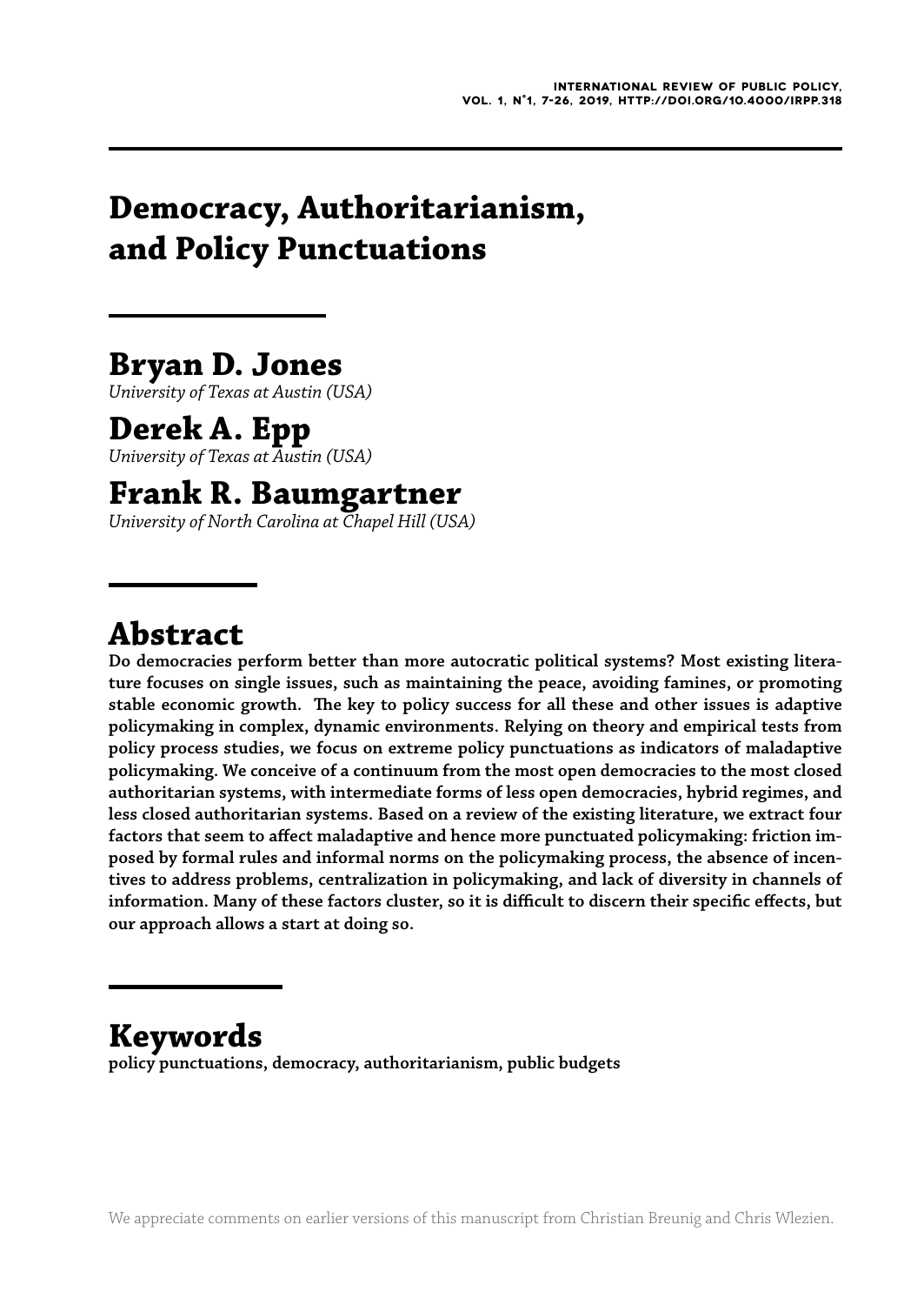# Democracy, Authoritarianism, and Policy Punctuations

## Bryan D. Jones

*University of Texas at Austin (USA)*

## Derek A. Epp

*University of Texas at Austin (USA)*

## Frank R. Baumgartner

*University of North Carolina at Chapel Hill (USA)*

## Abstract

**Do democracies perform better than more autocratic political systems? Most existing literature focuses on single issues, such as maintaining the peace, avoiding famines, or promoting stable economic growth. The key to policy success for all these and other issues is adaptive policymaking in complex, dynamic environments. Relying on theory and empirical tests from policy process studies, we focus on extreme policy punctuations as indicators of maladaptive policymaking. We conceive of a continuum from the most open democracies to the most closed authoritarian systems, with intermediate forms of less open democracies, hybrid regimes, and less closed authoritarian systems. Based on a review of the existing literature, we extract four factors that seem to affect maladaptive and hence more punctuated policymaking: friction imposed by formal rules and informal norms on the policymaking process, the absence of incentives to address problems, centralization in policymaking, and lack of diversity in channels of information. Many of these factors cluster, so it is difficult to discern their specific effects, but our approach allows a start at doing so.**

## Keywords

**policy punctuations, democracy, authoritarianism, public budgets**

We appreciate comments on earlier versions of this manuscript from Christian Breunig and Chris Wlezien.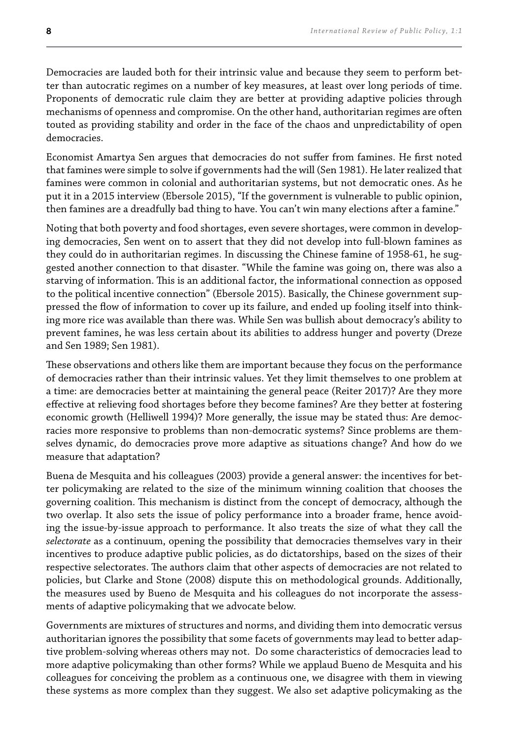Democracies are lauded both for their intrinsic value and because they seem to perform better than autocratic regimes on a number of key measures, at least over long periods of time. Proponents of democratic rule claim they are better at providing adaptive policies through mechanisms of openness and compromise. On the other hand, authoritarian regimes are often touted as providing stability and order in the face of the chaos and unpredictability of open democracies.

Economist Amartya Sen argues that democracies do not suffer from famines. He first noted that famines were simple to solve if governments had the will (Sen 1981). He later realized that famines were common in colonial and authoritarian systems, but not democratic ones. As he put it in a 2015 interview (Ebersole 2015), "If the government is vulnerable to public opinion, then famines are a dreadfully bad thing to have. You can't win many elections after a famine."

Noting that both poverty and food shortages, even severe shortages, were common in developing democracies, Sen went on to assert that they did not develop into full-blown famines as they could do in authoritarian regimes. In discussing the Chinese famine of 1958-61, he suggested another connection to that disaster. "While the famine was going on, there was also a starving of information. This is an additional factor, the informational connection as opposed to the political incentive connection" (Ebersole 2015). Basically, the Chinese government suppressed the flow of information to cover up its failure, and ended up fooling itself into thinking more rice was available than there was. While Sen was bullish about democracy's ability to prevent famines, he was less certain about its abilities to address hunger and poverty (Dreze and Sen 1989; Sen 1981).

These observations and others like them are important because they focus on the performance of democracies rather than their intrinsic values. Yet they limit themselves to one problem at a time: are democracies better at maintaining the general peace (Reiter 2017)? Are they more effective at relieving food shortages before they become famines? Are they better at fostering economic growth (Helliwell 1994)? More generally, the issue may be stated thus: Are democracies more responsive to problems than non-democratic systems? Since problems are themselves dynamic, do democracies prove more adaptive as situations change? And how do we measure that adaptation?

Buena de Mesquita and his colleagues (2003) provide a general answer: the incentives for better policymaking are related to the size of the minimum winning coalition that chooses the governing coalition. This mechanism is distinct from the concept of democracy, although the two overlap. It also sets the issue of policy performance into a broader frame, hence avoiding the issue-by-issue approach to performance. It also treats the size of what they call the *selectorate* as a continuum, opening the possibility that democracies themselves vary in their incentives to produce adaptive public policies, as do dictatorships, based on the sizes of their respective selectorates. The authors claim that other aspects of democracies are not related to policies, but Clarke and Stone (2008) dispute this on methodological grounds. Additionally, the measures used by Bueno de Mesquita and his colleagues do not incorporate the assessments of adaptive policymaking that we advocate below.

Governments are mixtures of structures and norms, and dividing them into democratic versus authoritarian ignores the possibility that some facets of governments may lead to better adaptive problem-solving whereas others may not. Do some characteristics of democracies lead to more adaptive policymaking than other forms? While we applaud Bueno de Mesquita and his colleagues for conceiving the problem as a continuous one, we disagree with them in viewing these systems as more complex than they suggest. We also set adaptive policymaking as the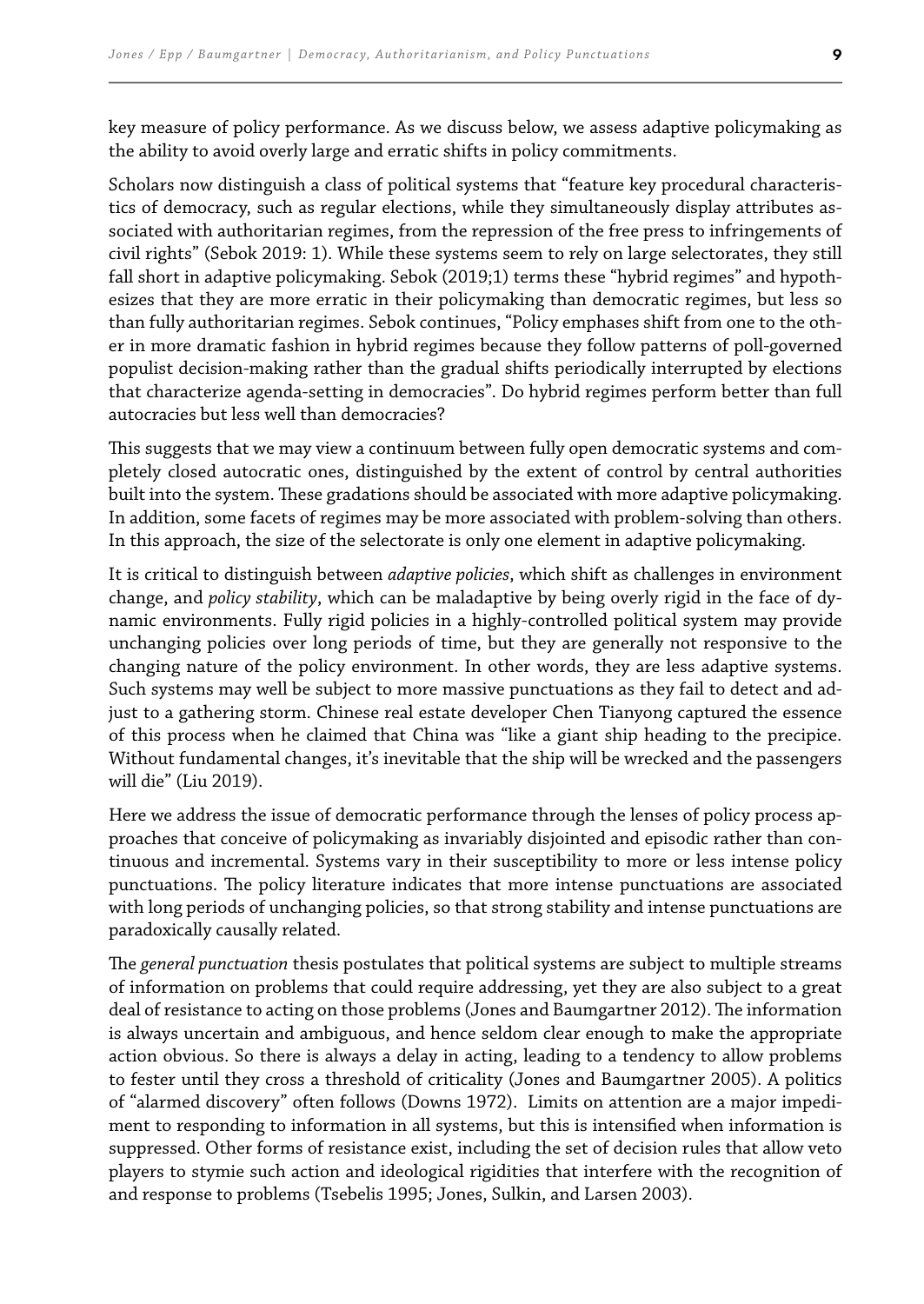key measure of policy performance. As we discuss below, we assess adaptive policymaking as the ability to avoid overly large and erratic shifts in policy commitments.

Scholars now distinguish a class of political systems that "feature key procedural characteristics of democracy, such as regular elections, while they simultaneously display attributes associated with authoritarian regimes, from the repression of the free press to infringements of civil rights" (Sebok 2019: 1). While these systems seem to rely on large selectorates, they still fall short in adaptive policymaking. Sebok (2019;1) terms these "hybrid regimes" and hypothesizes that they are more erratic in their policymaking than democratic regimes, but less so than fully authoritarian regimes. Sebok continues, "Policy emphases shift from one to the other in more dramatic fashion in hybrid regimes because they follow patterns of poll-governed populist decision-making rather than the gradual shifts periodically interrupted by elections that characterize agenda-setting in democracies". Do hybrid regimes perform better than full autocracies but less well than democracies?

This suggests that we may view a continuum between fully open democratic systems and completely closed autocratic ones, distinguished by the extent of control by central authorities built into the system. These gradations should be associated with more adaptive policymaking. In addition, some facets of regimes may be more associated with problem-solving than others. In this approach, the size of the selectorate is only one element in adaptive policymaking.

It is critical to distinguish between *adaptive policies*, which shift as challenges in environment change, and *policy stability*, which can be maladaptive by being overly rigid in the face of dynamic environments. Fully rigid policies in a highly-controlled political system may provide unchanging policies over long periods of time, but they are generally not responsive to the changing nature of the policy environment. In other words, they are less adaptive systems. Such systems may well be subject to more massive punctuations as they fail to detect and adjust to a gathering storm. Chinese real estate developer Chen Tianyong captured the essence of this process when he claimed that China was "like a giant ship heading to the precipice. Without fundamental changes, it's inevitable that the ship will be wrecked and the passengers will die" (Liu 2019).

Here we address the issue of democratic performance through the lenses of policy process approaches that conceive of policymaking as invariably disjointed and episodic rather than continuous and incremental. Systems vary in their susceptibility to more or less intense policy punctuations. The policy literature indicates that more intense punctuations are associated with long periods of unchanging policies, so that strong stability and intense punctuations are paradoxically causally related.

The *general punctuation* thesis postulates that political systems are subject to multiple streams of information on problems that could require addressing, yet they are also subject to a great deal of resistance to acting on those problems (Jones and Baumgartner 2012). The information is always uncertain and ambiguous, and hence seldom clear enough to make the appropriate action obvious. So there is always a delay in acting, leading to a tendency to allow problems to fester until they cross a threshold of criticality (Jones and Baumgartner 2005). A politics of "alarmed discovery" often follows (Downs 1972). Limits on attention are a major impediment to responding to information in all systems, but this is intensified when information is suppressed. Other forms of resistance exist, including the set of decision rules that allow veto players to stymie such action and ideological rigidities that interfere with the recognition of and response to problems (Tsebelis 1995; Jones, Sulkin, and Larsen 2003).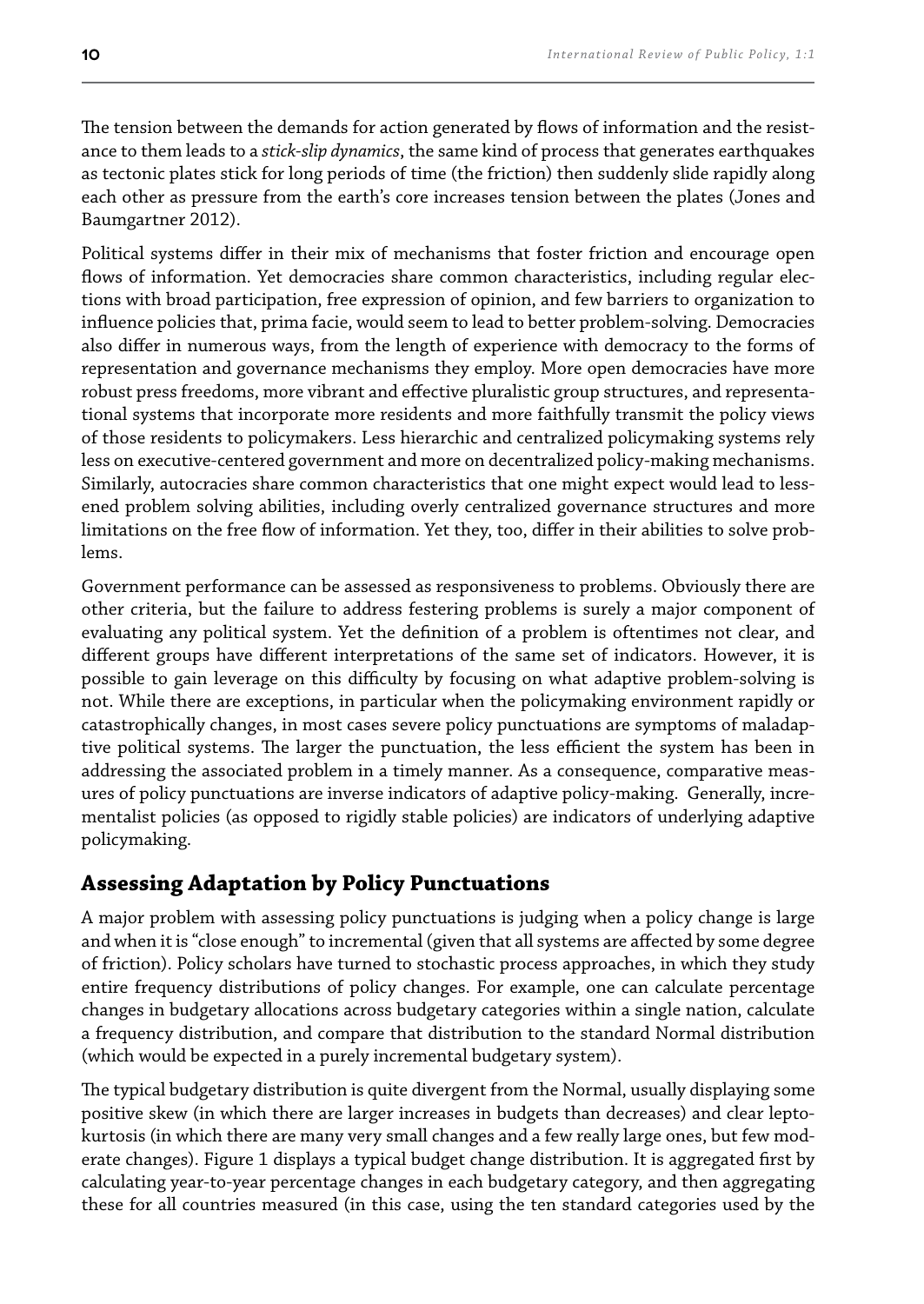The tension between the demands for action generated by flows of information and the resistance to them leads to a *stick-slip dynamics*, the same kind of process that generates earthquakes as tectonic plates stick for long periods of time (the friction) then suddenly slide rapidly along each other as pressure from the earth's core increases tension between the plates (Jones and Baumgartner 2012).

Political systems differ in their mix of mechanisms that foster friction and encourage open flows of information. Yet democracies share common characteristics, including regular elections with broad participation, free expression of opinion, and few barriers to organization to influence policies that, prima facie, would seem to lead to better problem-solving. Democracies also differ in numerous ways, from the length of experience with democracy to the forms of representation and governance mechanisms they employ. More open democracies have more robust press freedoms, more vibrant and effective pluralistic group structures, and representational systems that incorporate more residents and more faithfully transmit the policy views of those residents to policymakers. Less hierarchic and centralized policymaking systems rely less on executive-centered government and more on decentralized policy-making mechanisms. Similarly, autocracies share common characteristics that one might expect would lead to lessened problem solving abilities, including overly centralized governance structures and more limitations on the free flow of information. Yet they, too, differ in their abilities to solve problems.

Government performance can be assessed as responsiveness to problems. Obviously there are other criteria, but the failure to address festering problems is surely a major component of evaluating any political system. Yet the definition of a problem is oftentimes not clear, and different groups have different interpretations of the same set of indicators. However, it is possible to gain leverage on this difficulty by focusing on what adaptive problem-solving is not. While there are exceptions, in particular when the policymaking environment rapidly or catastrophically changes, in most cases severe policy punctuations are symptoms of maladaptive political systems. The larger the punctuation, the less efficient the system has been in addressing the associated problem in a timely manner. As a consequence, comparative measures of policy punctuations are inverse indicators of adaptive policy-making. Generally, incrementalist policies (as opposed to rigidly stable policies) are indicators of underlying adaptive policymaking.

## Assessing Adaptation by Policy Punctuations

A major problem with assessing policy punctuations is judging when a policy change is large and when it is "close enough" to incremental (given that all systems are affected by some degree of friction). Policy scholars have turned to stochastic process approaches, in which they study entire frequency distributions of policy changes. For example, one can calculate percentage changes in budgetary allocations across budgetary categories within a single nation, calculate a frequency distribution, and compare that distribution to the standard Normal distribution (which would be expected in a purely incremental budgetary system).

The typical budgetary distribution is quite divergent from the Normal, usually displaying some positive skew (in which there are larger increases in budgets than decreases) and clear leptokurtosis (in which there are many very small changes and a few really large ones, but few moderate changes). Figure 1 displays a typical budget change distribution. It is aggregated first by calculating year-to-year percentage changes in each budgetary category, and then aggregating these for all countries measured (in this case, using the ten standard categories used by the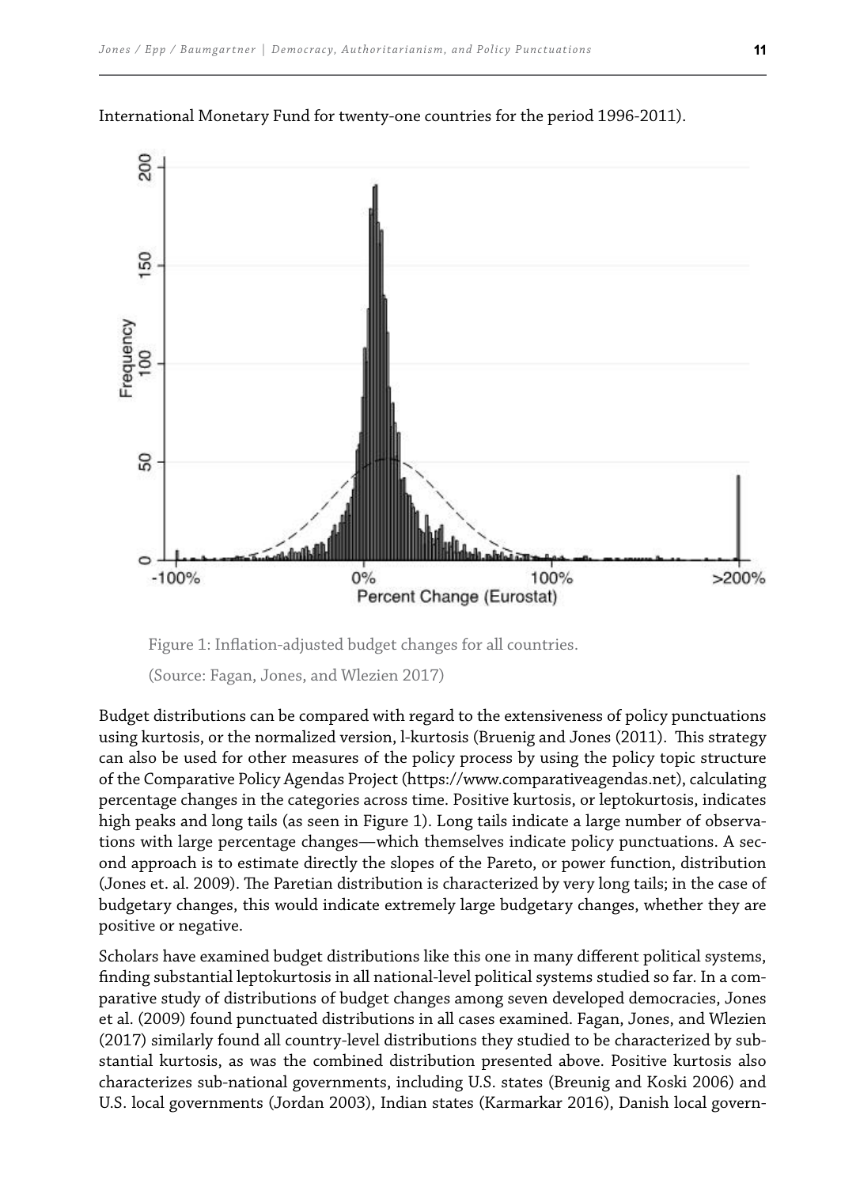International Monetary Fund for twenty-one countries for the period 1996-2011).

Figure 1: Inflation-adjusted budget changes for all countries.

(Source: Fagan, Jones, and Wlezien 2017)

Budget distributions can be compared with regard to the extensiveness of policy punctuations using kurtosis, or the normalized version, l-kurtosis (Bruenig and Jones (2011). This strategy can also be used for other measures of the policy process by using the policy topic structure of the Comparative Policy Agendas Project (https://www.comparativeagendas.net), calculating percentage changes in the categories across time. Positive kurtosis, or leptokurtosis, indicates high peaks and long tails (as seen in Figure 1). Long tails indicate a large number of observations with large percentage changes—which themselves indicate policy punctuations. A second approach is to estimate directly the slopes of the Pareto, or power function, distribution (Jones et. al. 2009). The Paretian distribution is characterized by very long tails; in the case of budgetary changes, this would indicate extremely large budgetary changes, whether they are positive or negative.

Scholars have examined budget distributions like this one in many different political systems, finding substantial leptokurtosis in all national-level political systems studied so far. In a comparative study of distributions of budget changes among seven developed democracies, Jones et al. (2009) found punctuated distributions in all cases examined. Fagan, Jones, and Wlezien (2017) similarly found all country-level distributions they studied to be characterized by substantial kurtosis, as was the combined distribution presented above. Positive kurtosis also characterizes sub-national governments, including U.S. states (Breunig and Koski 2006) and U.S. local governments (Jordan 2003), Indian states (Karmarkar 2016), Danish local govern-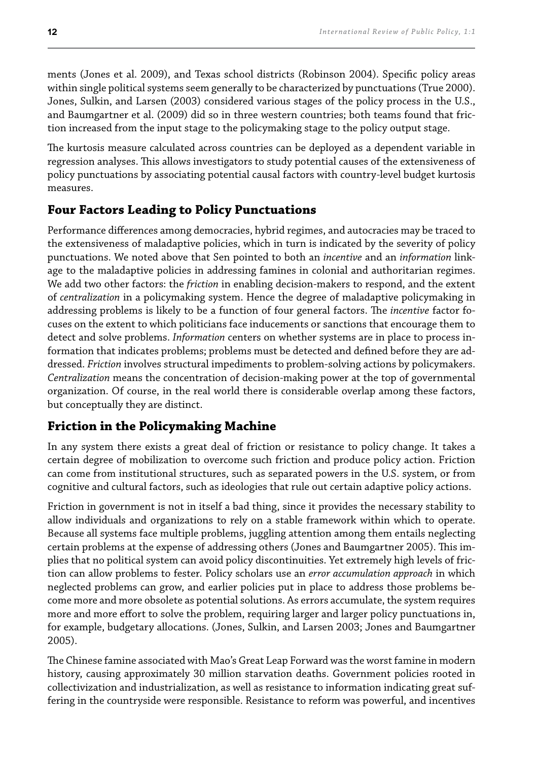ments (Jones et al. 2009), and Texas school districts (Robinson 2004). Specific policy areas within single political systems seem generally to be characterized by punctuations (True 2000). Jones, Sulkin, and Larsen (2003) considered various stages of the policy process in the U.S., and Baumgartner et al. (2009) did so in three western countries; both teams found that friction increased from the input stage to the policymaking stage to the policy output stage.

The kurtosis measure calculated across countries can be deployed as a dependent variable in regression analyses. This allows investigators to study potential causes of the extensiveness of policy punctuations by associating potential causal factors with country-level budget kurtosis measures.

## Four Factors Leading to Policy Punctuations

Performance differences among democracies, hybrid regimes, and autocracies may be traced to the extensiveness of maladaptive policies, which in turn is indicated by the severity of policy punctuations. We noted above that Sen pointed to both an *incentive* and an *information* linkage to the maladaptive policies in addressing famines in colonial and authoritarian regimes. We add two other factors: the *friction* in enabling decision-makers to respond, and the extent of *centralization* in a policymaking system. Hence the degree of maladaptive policymaking in addressing problems is likely to be a function of four general factors. The *incentive* factor focuses on the extent to which politicians face inducements or sanctions that encourage them to detect and solve problems. *Information* centers on whether systems are in place to process information that indicates problems; problems must be detected and defined before they are addressed. *Friction* involves structural impediments to problem-solving actions by policymakers. *Centralization* means the concentration of decision-making power at the top of governmental organization. Of course, in the real world there is considerable overlap among these factors, but conceptually they are distinct.

## Friction in the Policymaking Machine

In any system there exists a great deal of friction or resistance to policy change. It takes a certain degree of mobilization to overcome such friction and produce policy action. Friction can come from institutional structures, such as separated powers in the U.S. system, or from cognitive and cultural factors, such as ideologies that rule out certain adaptive policy actions.

Friction in government is not in itself a bad thing, since it provides the necessary stability to allow individuals and organizations to rely on a stable framework within which to operate. Because all systems face multiple problems, juggling attention among them entails neglecting certain problems at the expense of addressing others (Jones and Baumgartner 2005). This implies that no political system can avoid policy discontinuities. Yet extremely high levels of friction can allow problems to fester. Policy scholars use an *error accumulation approach* in which neglected problems can grow, and earlier policies put in place to address those problems become more and more obsolete as potential solutions. As errors accumulate, the system requires more and more effort to solve the problem, requiring larger and larger policy punctuations in, for example, budgetary allocations. (Jones, Sulkin, and Larsen 2003; Jones and Baumgartner 2005).

The Chinese famine associated with Mao's Great Leap Forward was the worst famine in modern history, causing approximately 30 million starvation deaths. Government policies rooted in collectivization and industrialization, as well as resistance to information indicating great suffering in the countryside were responsible. Resistance to reform was powerful, and incentives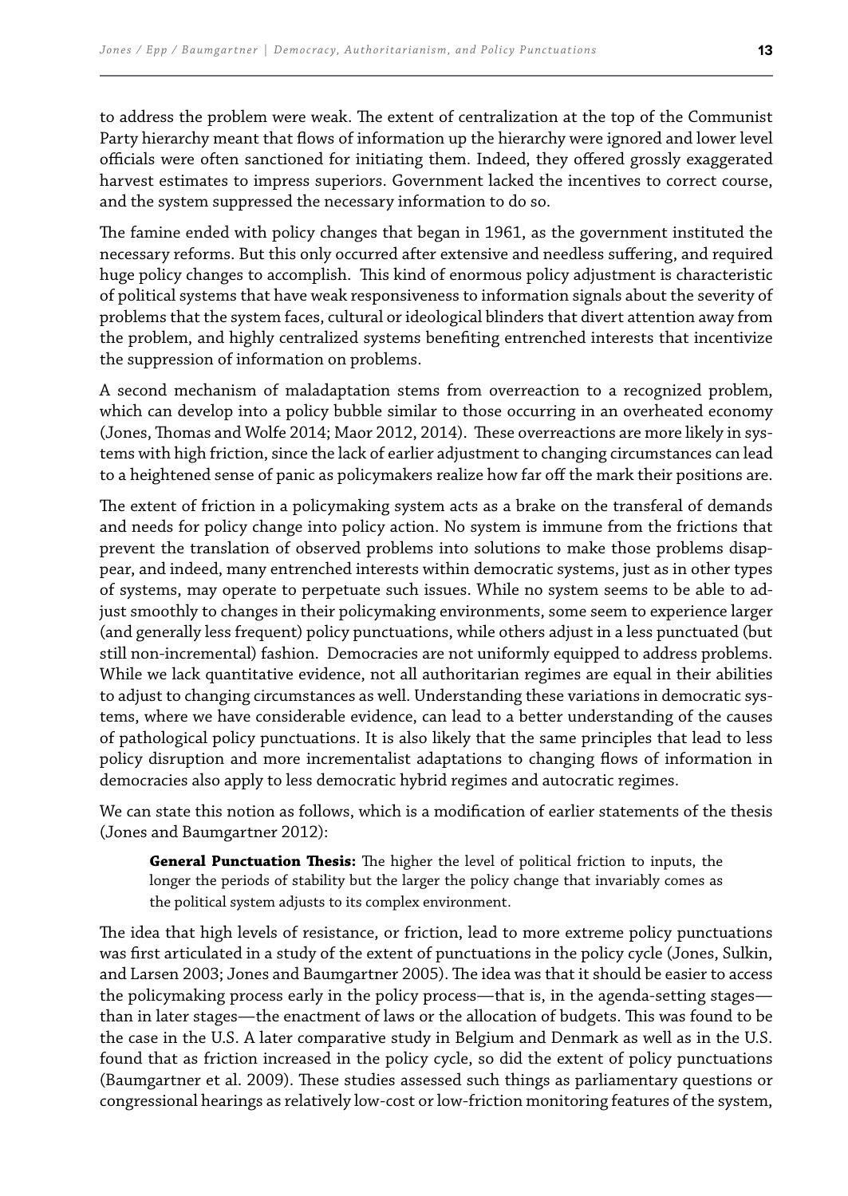to address the problem were weak. The extent of centralization at the top of the Communist Party hierarchy meant that flows of information up the hierarchy were ignored and lower level officials were often sanctioned for initiating them. Indeed, they offered grossly exaggerated harvest estimates to impress superiors. Government lacked the incentives to correct course, and the system suppressed the necessary information to do so.

The famine ended with policy changes that began in 1961, as the government instituted the necessary reforms. But this only occurred after extensive and needless suffering, and required huge policy changes to accomplish. This kind of enormous policy adjustment is characteristic of political systems that have weak responsiveness to information signals about the severity of problems that the system faces, cultural or ideological blinders that divert attention away from the problem, and highly centralized systems benefiting entrenched interests that incentivize the suppression of information on problems.

A second mechanism of maladaptation stems from overreaction to a recognized problem, which can develop into a policy bubble similar to those occurring in an overheated economy (Jones, Thomas and Wolfe 2014; Maor 2012, 2014). These overreactions are more likely in systems with high friction, since the lack of earlier adjustment to changing circumstances can lead to a heightened sense of panic as policymakers realize how far off the mark their positions are.

The extent of friction in a policymaking system acts as a brake on the transferal of demands and needs for policy change into policy action. No system is immune from the frictions that prevent the translation of observed problems into solutions to make those problems disappear, and indeed, many entrenched interests within democratic systems, just as in other types of systems, may operate to perpetuate such issues. While no system seems to be able to adjust smoothly to changes in their policymaking environments, some seem to experience larger (and generally less frequent) policy punctuations, while others adjust in a less punctuated (but still non-incremental) fashion. Democracies are not uniformly equipped to address problems. While we lack quantitative evidence, not all authoritarian regimes are equal in their abilities to adjust to changing circumstances as well. Understanding these variations in democratic systems, where we have considerable evidence, can lead to a better understanding of the causes of pathological policy punctuations. It is also likely that the same principles that lead to less policy disruption and more incrementalist adaptations to changing flows of information in democracies also apply to less democratic hybrid regimes and autocratic regimes.

We can state this notion as follows, which is a modification of earlier statements of the thesis (Jones and Baumgartner 2012):

> **General Punctuation Thesis:** The higher the level of political friction to inputs, the longer the periods of stability but the larger the policy change that invariably comes as the political system adjusts to its complex environment.

The idea that high levels of resistance, or friction, lead to more extreme policy punctuations was first articulated in a study of the extent of punctuations in the policy cycle (Jones, Sulkin, and Larsen 2003; Jones and Baumgartner 2005). The idea was that it should be easier to access the policymaking process early in the policy process—that is, in the agenda-setting stages—than in later stages—the enactment of laws or the allocation of budgets. This was found to be the case in the U.S. A later comparative study in Belgium and Denmark as well as in the U.S. found that as friction increased in the policy cycle, so did the extent of policy punctuations (Baumgartner et al. 2009). These studies assessed such things as parliamentary questions or congressional hearings as relatively low-cost or low-friction monitoring features of the system,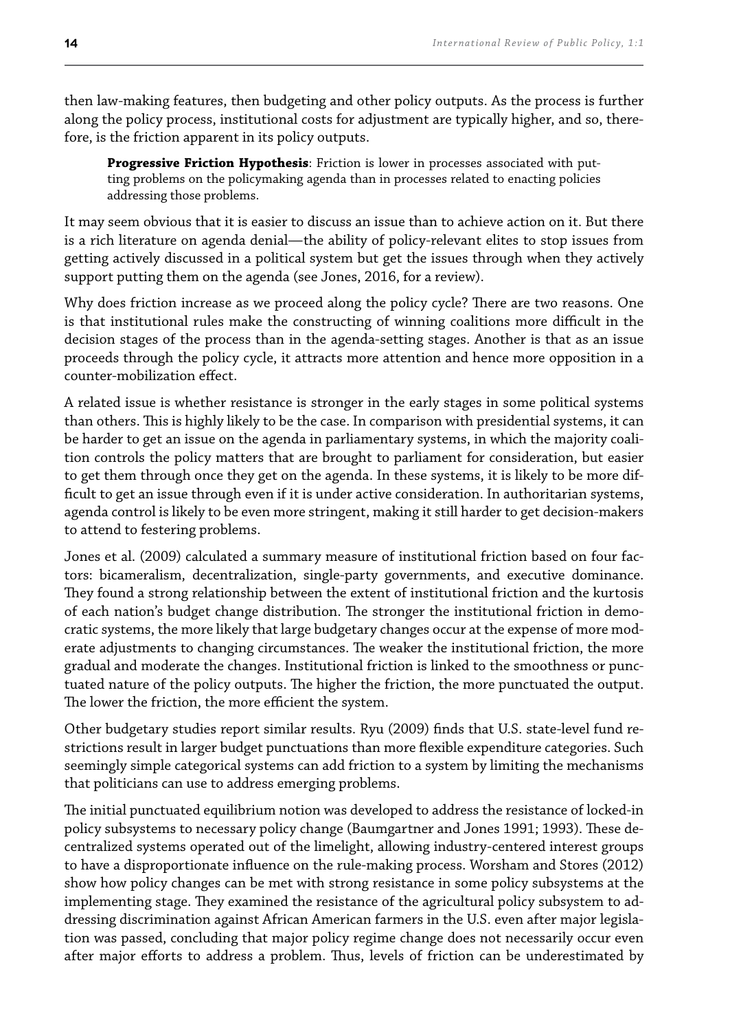then law-making features, then budgeting and other policy outputs. As the process is further along the policy process, institutional costs for adjustment are typically higher, and so, therefore, is the friction apparent in its policy outputs.

> **Progressive Friction Hypothesis**: Friction is lower in processes associated with putting problems on the policymaking agenda than in processes related to enacting policies addressing those problems.

It may seem obvious that it is easier to discuss an issue than to achieve action on it. But there is a rich literature on agenda denial—the ability of policy-relevant elites to stop issues from getting actively discussed in a political system but get the issues through when they actively support putting them on the agenda (see Jones, 2016, for a review).

Why does friction increase as we proceed along the policy cycle? There are two reasons. One is that institutional rules make the constructing of winning coalitions more difficult in the decision stages of the process than in the agenda-setting stages. Another is that as an issue proceeds through the policy cycle, it attracts more attention and hence more opposition in a counter-mobilization effect.

A related issue is whether resistance is stronger in the early stages in some political systems than others. This is highly likely to be the case. In comparison with presidential systems, it can be harder to get an issue on the agenda in parliamentary systems, in which the majority coalition controls the policy matters that are brought to parliament for consideration, but easier to get them through once they get on the agenda. In these systems, it is likely to be more difficult to get an issue through even if it is under active consideration. In authoritarian systems, agenda control is likely to be even more stringent, making it still harder to get decision-makers to attend to festering problems.

Jones et al. (2009) calculated a summary measure of institutional friction based on four factors: bicameralism, decentralization, single-party governments, and executive dominance. They found a strong relationship between the extent of institutional friction and the kurtosis of each nation's budget change distribution. The stronger the institutional friction in democratic systems, the more likely that large budgetary changes occur at the expense of more moderate adjustments to changing circumstances. The weaker the institutional friction, the more gradual and moderate the changes. Institutional friction is linked to the smoothness or punctuated nature of the policy outputs. The higher the friction, the more punctuated the output. The lower the friction, the more efficient the system.

Other budgetary studies report similar results. Ryu (2009) finds that U.S. state-level fund restrictions result in larger budget punctuations than more flexible expenditure categories. Such seemingly simple categorical systems can add friction to a system by limiting the mechanisms that politicians can use to address emerging problems.

The initial punctuated equilibrium notion was developed to address the resistance of locked-in policy subsystems to necessary policy change (Baumgartner and Jones 1991; 1993). These decentralized systems operated out of the limelight, allowing industry-centered interest groups to have a disproportionate influence on the rule-making process. Worsham and Stores (2012) show how policy changes can be met with strong resistance in some policy subsystems at the implementing stage. They examined the resistance of the agricultural policy subsystem to addressing discrimination against African American farmers in the U.S. even after major legislation was passed, concluding that major policy regime change does not necessarily occur even after major efforts to address a problem. Thus, levels of friction can be underestimated by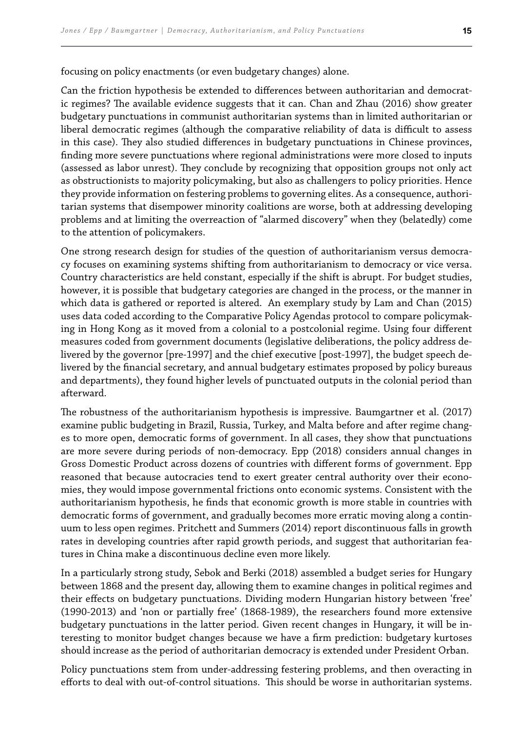focusing on policy enactments (or even budgetary changes) alone.

Can the friction hypothesis be extended to differences between authoritarian and democratic regimes? The available evidence suggests that it can. Chan and Zhau (2016) show greater budgetary punctuations in communist authoritarian systems than in limited authoritarian or liberal democratic regimes (although the comparative reliability of data is difficult to assess in this case). They also studied differences in budgetary punctuations in Chinese provinces, finding more severe punctuations where regional administrations were more closed to inputs (assessed as labor unrest). They conclude by recognizing that opposition groups not only act as obstructionists to majority policymaking, but also as challengers to policy priorities. Hence they provide information on festering problems to governing elites. As a consequence, authoritarian systems that disempower minority coalitions are worse, both at addressing developing problems and at limiting the overreaction of "alarmed discovery" when they (belatedly) come to the attention of policymakers.

One strong research design for studies of the question of authoritarianism versus democracy focuses on examining systems shifting from authoritarianism to democracy or vice versa. Country characteristics are held constant, especially if the shift is abrupt. For budget studies, however, it is possible that budgetary categories are changed in the process, or the manner in which data is gathered or reported is altered. An exemplary study by Lam and Chan (2015) uses data coded according to the Comparative Policy Agendas protocol to compare policymaking in Hong Kong as it moved from a colonial to a postcolonial regime. Using four different measures coded from government documents (legislative deliberations, the policy address delivered by the governor [pre-1997] and the chief executive [post-1997], the budget speech delivered by the financial secretary, and annual budgetary estimates proposed by policy bureaus and departments), they found higher levels of punctuated outputs in the colonial period than afterward.

The robustness of the authoritarianism hypothesis is impressive. Baumgartner et al. (2017) examine public budgeting in Brazil, Russia, Turkey, and Malta before and after regime changes to more open, democratic forms of government. In all cases, they show that punctuations are more severe during periods of non-democracy. Epp (2018) considers annual changes in Gross Domestic Product across dozens of countries with different forms of government. Epp reasoned that because autocracies tend to exert greater central authority over their economies, they would impose governmental frictions onto economic systems. Consistent with the authoritarianism hypothesis, he finds that economic growth is more stable in countries with democratic forms of government, and gradually becomes more erratic moving along a continuum to less open regimes. Pritchett and Summers (2014) report discontinuous falls in growth rates in developing countries after rapid growth periods, and suggest that authoritarian features in China make a discontinuous decline even more likely.

In a particularly strong study, Sebok and Berki (2018) assembled a budget series for Hungary between 1868 and the present day, allowing them to examine changes in political regimes and their effects on budgetary punctuations. Dividing modern Hungarian history between 'free' (1990-2013) and 'non or partially free' (1868-1989), the researchers found more extensive budgetary punctuations in the latter period. Given recent changes in Hungary, it will be interesting to monitor budget changes because we have a firm prediction: budgetary kurtoses should increase as the period of authoritarian democracy is extended under President Orban.

Policy punctuations stem from under-addressing festering problems, and then overacting in efforts to deal with out-of-control situations. This should be worse in authoritarian systems.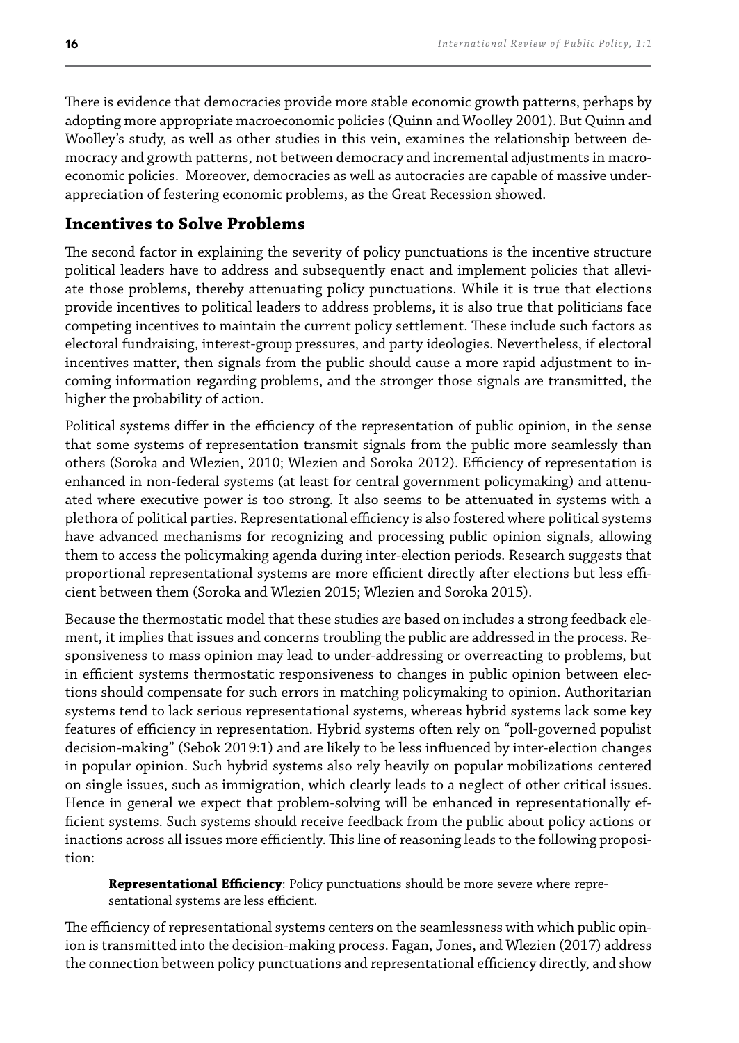There is evidence that democracies provide more stable economic growth patterns, perhaps by adopting more appropriate macroeconomic policies (Quinn and Woolley 2001). But Quinn and Woolley's study, as well as other studies in this vein, examines the relationship between democracy and growth patterns, not between democracy and incremental adjustments in macroeconomic policies. Moreover, democracies as well as autocracies are capable of massive under-appreciation of festering economic problems, as the Great Recession showed.

## Incentives to Solve Problems

The second factor in explaining the severity of policy punctuations is the incentive structure political leaders have to address and subsequently enact and implement policies that alleviate those problems, thereby attenuating policy punctuations. While it is true that elections provide incentives to political leaders to address problems, it is also true that politicians face competing incentives to maintain the current policy settlement. These include such factors as electoral fundraising, interest-group pressures, and party ideologies. Nevertheless, if electoral incentives matter, then signals from the public should cause a more rapid adjustment to incoming information regarding problems, and the stronger those signals are transmitted, the higher the probability of action.

Political systems differ in the efficiency of the representation of public opinion, in the sense that some systems of representation transmit signals from the public more seamlessly than others (Soroka and Wlezien, 2010; Wlezien and Soroka 2012). Efficiency of representation is enhanced in non-federal systems (at least for central government policymaking) and attenuated where executive power is too strong. It also seems to be attenuated in systems with a plethora of political parties. Representational efficiency is also fostered where political systems have advanced mechanisms for recognizing and processing public opinion signals, allowing them to access the policymaking agenda during inter-election periods. Research suggests that proportional representational systems are more efficient directly after elections but less efficient between them (Soroka and Wlezien 2015; Wlezien and Soroka 2015).

Because the thermostatic model that these studies are based on includes a strong feedback element, it implies that issues and concerns troubling the public are addressed in the process. Responsiveness to mass opinion may lead to under-addressing or overreacting to problems, but in efficient systems thermostatic responsiveness to changes in public opinion between elections should compensate for such errors in matching policymaking to opinion. Authoritarian systems tend to lack serious representational systems, whereas hybrid systems lack some key features of efficiency in representation. Hybrid systems often rely on "poll-governed populist decision-making" (Sebok 2019:1) and are likely to be less influenced by inter-election changes in popular opinion. Such hybrid systems also rely heavily on popular mobilizations centered on single issues, such as immigration, which clearly leads to a neglect of other critical issues. Hence in general we expect that problem-solving will be enhanced in representationally efficient systems. Such systems should receive feedback from the public about policy actions or inactions across all issues more efficiently. This line of reasoning leads to the following proposition:

> **Representational Efficiency**: Policy punctuations should be more severe where representational systems are less efficient.

The efficiency of representational systems centers on the seamlessness with which public opinion is transmitted into the decision-making process. Fagan, Jones, and Wlezien (2017) address the connection between policy punctuations and representational efficiency directly, and show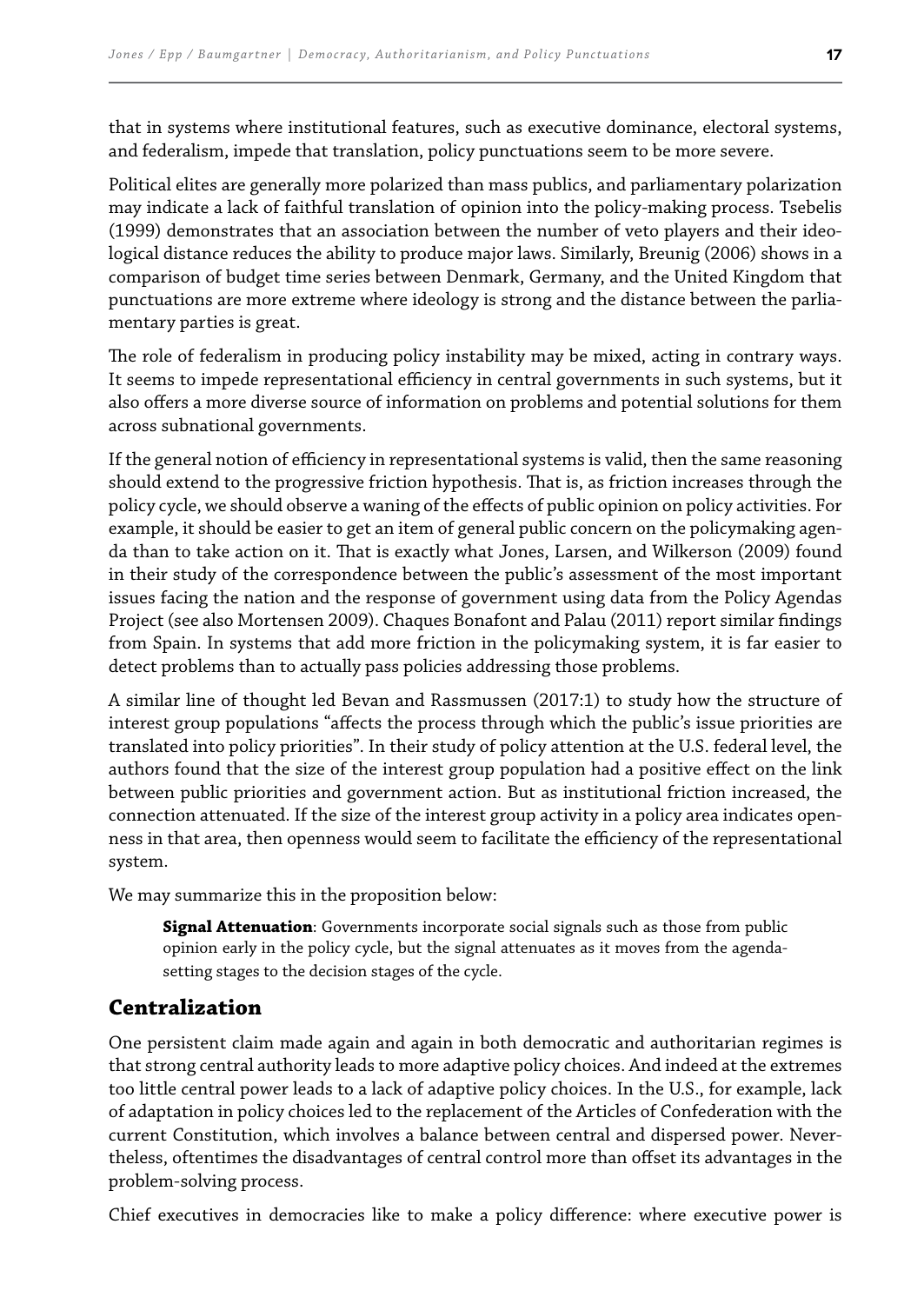that in systems where institutional features, such as executive dominance, electoral systems, and federalism, impede that translation, policy punctuations seem to be more severe.

Political elites are generally more polarized than mass publics, and parliamentary polarization may indicate a lack of faithful translation of opinion into the policy-making process. Tsebelis (1999) demonstrates that an association between the number of veto players and their ideological distance reduces the ability to produce major laws. Similarly, Breunig (2006) shows in a comparison of budget time series between Denmark, Germany, and the United Kingdom that punctuations are more extreme where ideology is strong and the distance between the parliamentary parties is great.

The role of federalism in producing policy instability may be mixed, acting in contrary ways. It seems to impede representational efficiency in central governments in such systems, but it also offers a more diverse source of information on problems and potential solutions for them across subnational governments.

If the general notion of efficiency in representational systems is valid, then the same reasoning should extend to the progressive friction hypothesis. That is, as friction increases through the policy cycle, we should observe a waning of the effects of public opinion on policy activities. For example, it should be easier to get an item of general public concern on the policymaking agenda than to take action on it. That is exactly what Jones, Larsen, and Wilkerson (2009) found in their study of the correspondence between the public's assessment of the most important issues facing the nation and the response of government using data from the Policy Agendas Project (see also Mortensen 2009). Chaques Bonafont and Palau (2011) report similar findings from Spain. In systems that add more friction in the policymaking system, it is far easier to detect problems than to actually pass policies addressing those problems.

A similar line of thought led Bevan and Rassmussen (2017:1) to study how the structure of interest group populations "affects the process through which the public's issue priorities are translated into policy priorities". In their study of policy attention at the U.S. federal level, the authors found that the size of the interest group population had a positive effect on the link between public priorities and government action. But as institutional friction increased, the connection attenuated. If the size of the interest group activity in a policy area indicates openness in that area, then openness would seem to facilitate the efficiency of the representational system.

We may summarize this in the proposition below:

> **Signal Attenuation**: Governments incorporate social signals such as those from public opinion early in the policy cycle, but the signal attenuates as it moves from the agenda-setting stages to the decision stages of the cycle.

## Centralization

One persistent claim made again and again in both democratic and authoritarian regimes is that strong central authority leads to more adaptive policy choices. And indeed at the extremes too little central power leads to a lack of adaptive policy choices. In the U.S., for example, lack of adaptation in policy choices led to the replacement of the Articles of Confederation with the current Constitution, which involves a balance between central and dispersed power. Nevertheless, oftentimes the disadvantages of central control more than offset its advantages in the problem-solving process.

Chief executives in democracies like to make a policy difference: where executive power is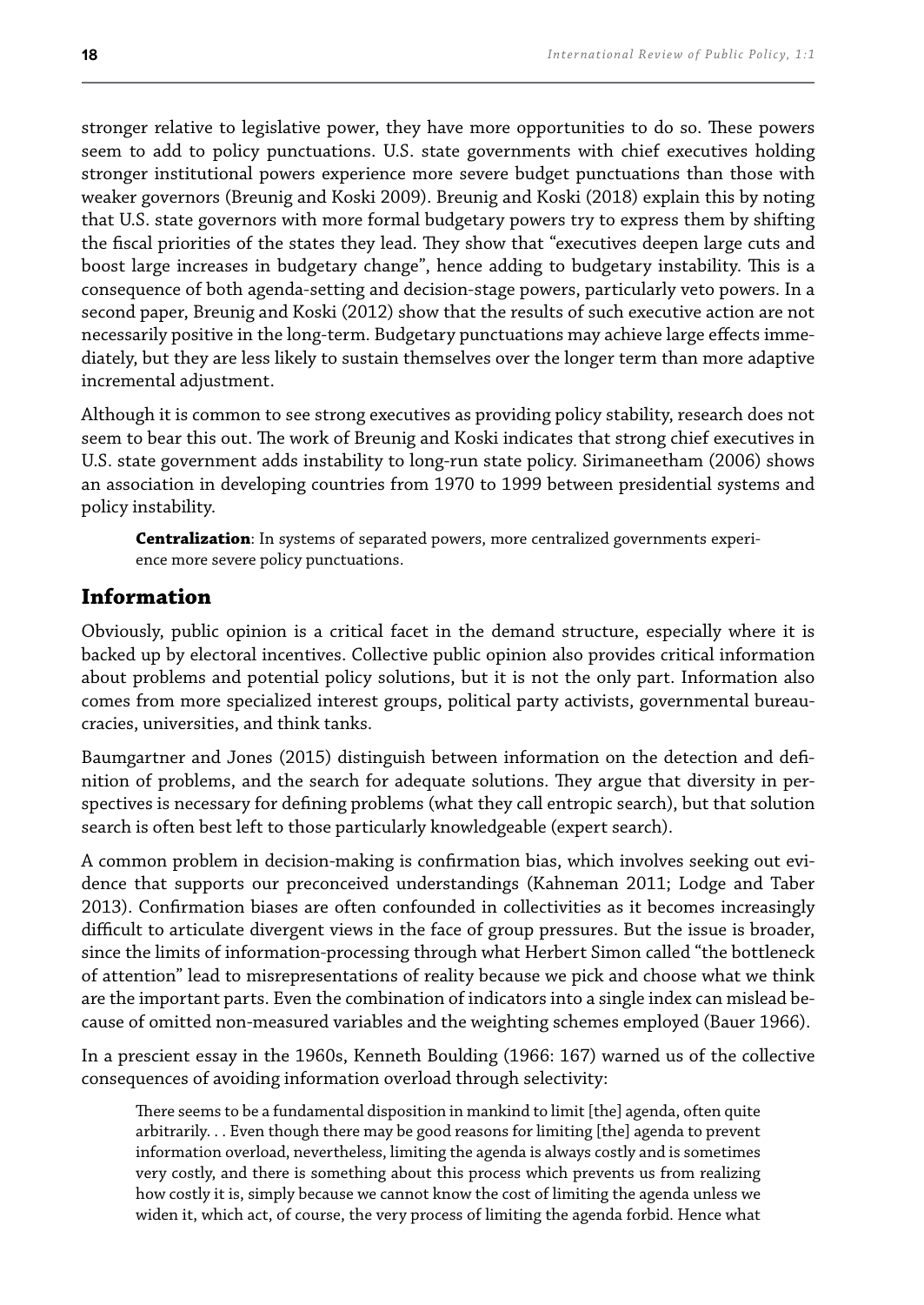stronger relative to legislative power, they have more opportunities to do so. These powers seem to add to policy punctuations. U.S. state governments with chief executives holding stronger institutional powers experience more severe budget punctuations than those with weaker governors (Breunig and Koski 2009). Breunig and Koski (2018) explain this by noting that U.S. state governors with more formal budgetary powers try to express them by shifting the fiscal priorities of the states they lead. They show that "executives deepen large cuts and boost large increases in budgetary change", hence adding to budgetary instability. This is a consequence of both agenda-setting and decision-stage powers, particularly veto powers. In a second paper, Breunig and Koski (2012) show that the results of such executive action are not necessarily positive in the long-term. Budgetary punctuations may achieve large effects immediately, but they are less likely to sustain themselves over the longer term than more adaptive incremental adjustment.

Although it is common to see strong executives as providing policy stability, research does not seem to bear this out. The work of Breunig and Koski indicates that strong chief executives in U.S. state government adds instability to long-run state policy. Sirimaneetham (2006) shows an association in developing countries from 1970 to 1999 between presidential systems and policy instability.

> **Centralization**: In systems of separated powers, more centralized governments experience more severe policy punctuations.

## Information

Obviously, public opinion is a critical facet in the demand structure, especially where it is backed up by electoral incentives. Collective public opinion also provides critical information about problems and potential policy solutions, but it is not the only part. Information also comes from more specialized interest groups, political party activists, governmental bureaucracies, universities, and think tanks.

Baumgartner and Jones (2015) distinguish between information on the detection and definition of problems, and the search for adequate solutions. They argue that diversity in perspectives is necessary for defining problems (what they call entropic search), but that solution search is often best left to those particularly knowledgeable (expert search).

A common problem in decision-making is confirmation bias, which involves seeking out evidence that supports our preconceived understandings (Kahneman 2011; Lodge and Taber 2013). Confirmation biases are often confounded in collectivities as it becomes increasingly difficult to articulate divergent views in the face of group pressures. But the issue is broader, since the limits of information-processing through what Herbert Simon called "the bottleneck of attention" lead to misrepresentations of reality because we pick and choose what we think are the important parts. Even the combination of indicators into a single index can mislead because of omitted non-measured variables and the weighting schemes employed (Bauer 1966).

In a prescient essay in the 1960s, Kenneth Boulding (1966: 167) warned us of the collective consequences of avoiding information overload through selectivity:

> There seems to be a fundamental disposition in mankind to limit [the] agenda, often quite arbitrarily. . . Even though there may be good reasons for limiting [the] agenda to prevent information overload, nevertheless, limiting the agenda is always costly and is sometimes very costly, and there is something about this process which prevents us from realizing how costly it is, simply because we cannot know the cost of limiting the agenda unless we widen it, which act, of course, the very process of limiting the agenda forbid. Hence what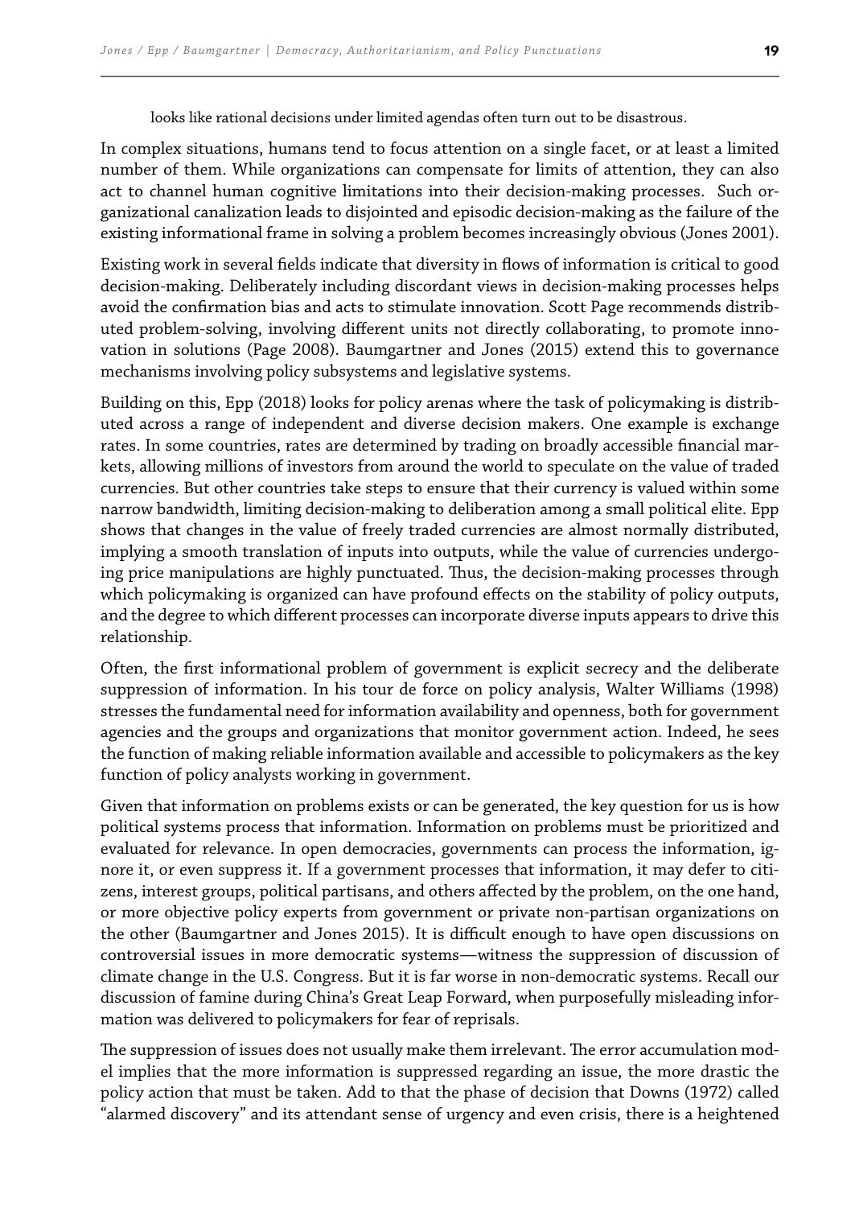looks like rational decisions under limited agendas often turn out to be disastrous.

In complex situations, humans tend to focus attention on a single facet, or at least a limited number of them. While organizations can compensate for limits of attention, they can also act to channel human cognitive limitations into their decision-making processes. Such organizational canalization leads to disjointed and episodic decision-making as the failure of the existing informational frame in solving a problem becomes increasingly obvious (Jones 2001).

Existing work in several fields indicate that diversity in flows of information is critical to good decision-making. Deliberately including discordant views in decision-making processes helps avoid the confirmation bias and acts to stimulate innovation. Scott Page recommends distributed problem-solving, involving different units not directly collaborating, to promote innovation in solutions (Page 2008). Baumgartner and Jones (2015) extend this to governance mechanisms involving policy subsystems and legislative systems.

Building on this, Epp (2018) looks for policy arenas where the task of policymaking is distributed across a range of independent and diverse decision makers. One example is exchange rates. In some countries, rates are determined by trading on broadly accessible financial markets, allowing millions of investors from around the world to speculate on the value of traded currencies. But other countries take steps to ensure that their currency is valued within some narrow bandwidth, limiting decision-making to deliberation among a small political elite. Epp shows that changes in the value of freely traded currencies are almost normally distributed, implying a smooth translation of inputs into outputs, while the value of currencies undergoing price manipulations are highly punctuated. Thus, the decision-making processes through which policymaking is organized can have profound effects on the stability of policy outputs, and the degree to which different processes can incorporate diverse inputs appears to drive this relationship.

Often, the first informational problem of government is explicit secrecy and the deliberate suppression of information. In his tour de force on policy analysis, Walter Williams (1998) stresses the fundamental need for information availability and openness, both for government agencies and the groups and organizations that monitor government action. Indeed, he sees the function of making reliable information available and accessible to policymakers as the key function of policy analysts working in government.

Given that information on problems exists or can be generated, the key question for us is how political systems process that information. Information on problems must be prioritized and evaluated for relevance. In open democracies, governments can process the information, ignore it, or even suppress it. If a government processes that information, it may defer to citizens, interest groups, political partisans, and others affected by the problem, on the one hand, or more objective policy experts from government or private non-partisan organizations on the other (Baumgartner and Jones 2015). It is difficult enough to have open discussions on controversial issues in more democratic systems—witness the suppression of discussion of climate change in the U.S. Congress. But it is far worse in non-democratic systems. Recall our discussion of famine during China's Great Leap Forward, when purposefully misleading information was delivered to policymakers for fear of reprisals.

The suppression of issues does not usually make them irrelevant. The error accumulation model implies that the more information is suppressed regarding an issue, the more drastic the policy action that must be taken. Add to that the phase of decision that Downs (1972) called "alarmed discovery" and its attendant sense of urgency and even crisis, there is a heightened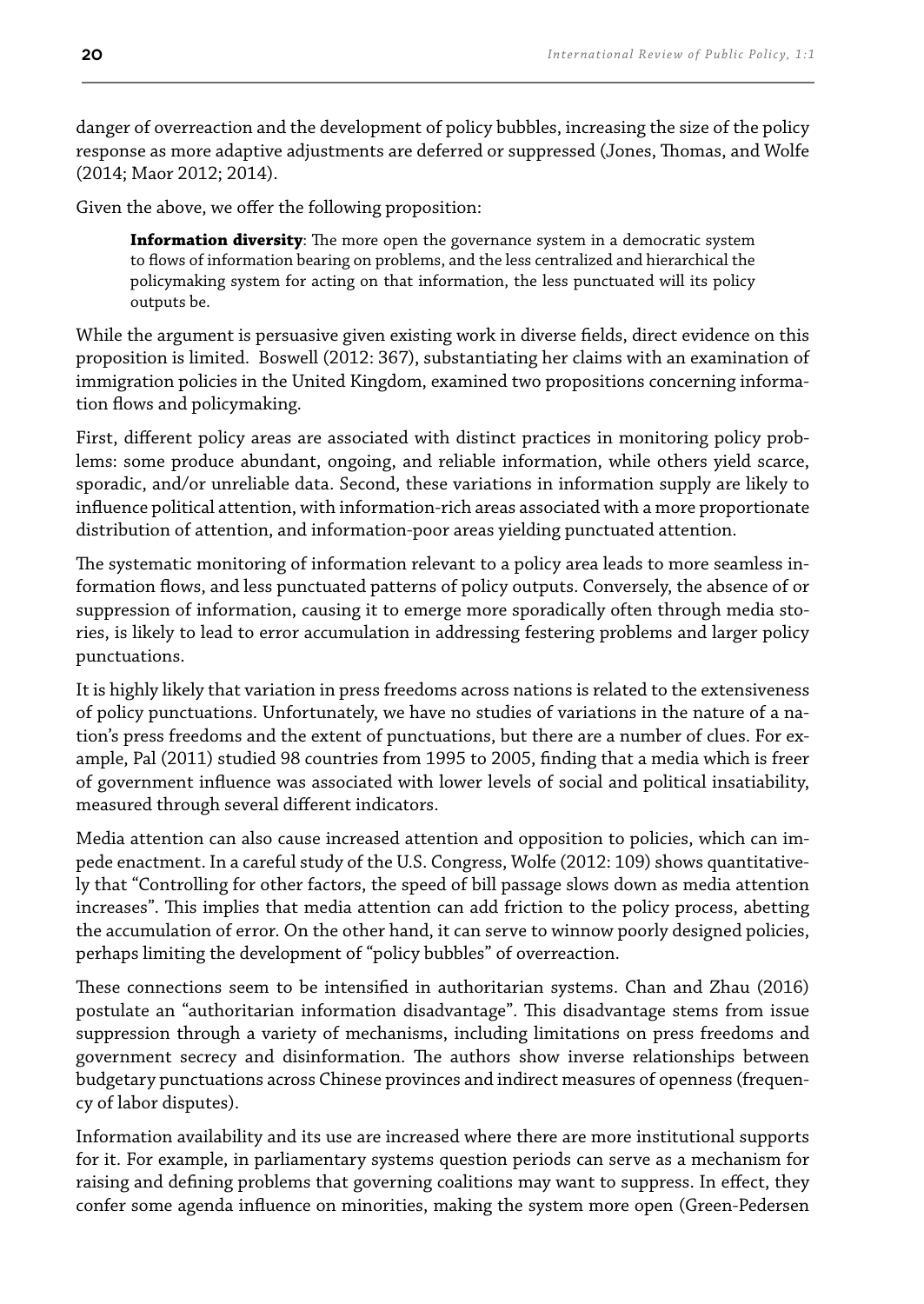danger of overreaction and the development of policy bubbles, increasing the size of the policy response as more adaptive adjustments are deferred or suppressed (Jones, Thomas, and Wolfe (2014; Maor 2012; 2014).

Given the above, we offer the following proposition:

> **Information diversity**: The more open the governance system in a democratic system to flows of information bearing on problems, and the less centralized and hierarchical the policymaking system for acting on that information, the less punctuated will its policy outputs be.

While the argument is persuasive given existing work in diverse fields, direct evidence on this proposition is limited. Boswell (2012: 367), substantiating her claims with an examination of immigration policies in the United Kingdom, examined two propositions concerning information flows and policymaking.

First, different policy areas are associated with distinct practices in monitoring policy problems: some produce abundant, ongoing, and reliable information, while others yield scarce, sporadic, and/or unreliable data. Second, these variations in information supply are likely to influence political attention, with information-rich areas associated with a more proportionate distribution of attention, and information-poor areas yielding punctuated attention.

The systematic monitoring of information relevant to a policy area leads to more seamless information flows, and less punctuated patterns of policy outputs. Conversely, the absence of or suppression of information, causing it to emerge more sporadically often through media stories, is likely to lead to error accumulation in addressing festering problems and larger policy punctuations.

It is highly likely that variation in press freedoms across nations is related to the extensiveness of policy punctuations. Unfortunately, we have no studies of variations in the nature of a nation's press freedoms and the extent of punctuations, but there are a number of clues. For example, Pal (2011) studied 98 countries from 1995 to 2005, finding that a media which is freer of government influence was associated with lower levels of social and political insatiability, measured through several different indicators.

Media attention can also cause increased attention and opposition to policies, which can impede enactment. In a careful study of the U.S. Congress, Wolfe (2012: 109) shows quantitatively that "Controlling for other factors, the speed of bill passage slows down as media attention increases". This implies that media attention can add friction to the policy process, abetting the accumulation of error. On the other hand, it can serve to winnow poorly designed policies, perhaps limiting the development of "policy bubbles" of overreaction.

These connections seem to be intensified in authoritarian systems. Chan and Zhau (2016) postulate an "authoritarian information disadvantage". This disadvantage stems from issue suppression through a variety of mechanisms, including limitations on press freedoms and government secrecy and disinformation. The authors show inverse relationships between budgetary punctuations across Chinese provinces and indirect measures of openness (frequency of labor disputes).

Information availability and its use are increased where there are more institutional supports for it. For example, in parliamentary systems question periods can serve as a mechanism for raising and defining problems that governing coalitions may want to suppress. In effect, they confer some agenda influence on minorities, making the system more open (Green-Pedersen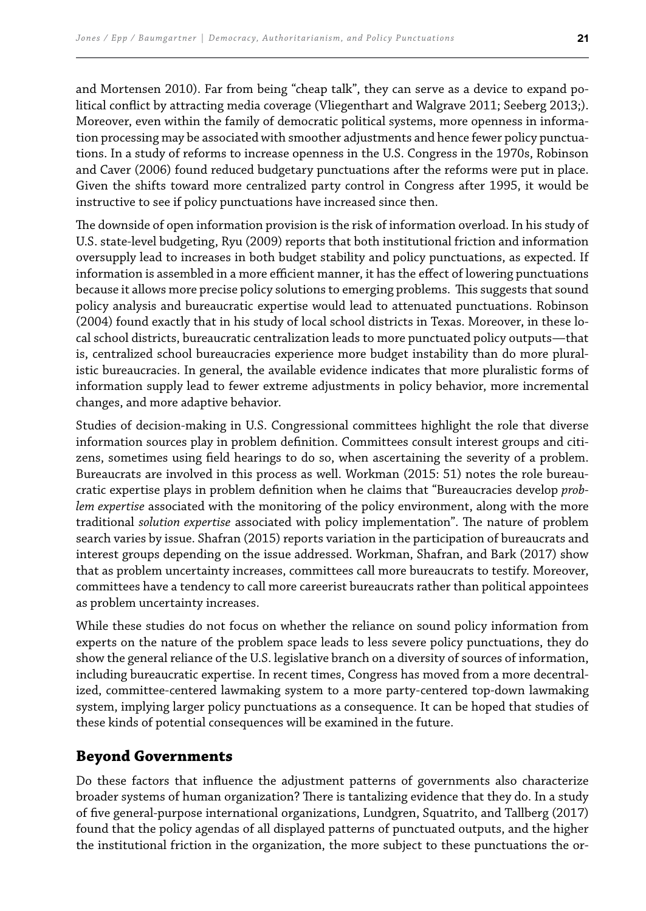and Mortensen 2010). Far from being "cheap talk", they can serve as a device to expand political conflict by attracting media coverage (Vliegenthart and Walgrave 2011; Seeberg 2013;). Moreover, even within the family of democratic political systems, more openness in information processing may be associated with smoother adjustments and hence fewer policy punctuations. In a study of reforms to increase openness in the U.S. Congress in the 1970s, Robinson and Caver (2006) found reduced budgetary punctuations after the reforms were put in place. Given the shifts toward more centralized party control in Congress after 1995, it would be instructive to see if policy punctuations have increased since then.

The downside of open information provision is the risk of information overload. In his study of U.S. state-level budgeting, Ryu (2009) reports that both institutional friction and information oversupply lead to increases in both budget stability and policy punctuations, as expected. If information is assembled in a more efficient manner, it has the effect of lowering punctuations because it allows more precise policy solutions to emerging problems. This suggests that sound policy analysis and bureaucratic expertise would lead to attenuated punctuations. Robinson (2004) found exactly that in his study of local school districts in Texas. Moreover, in these local school districts, bureaucratic centralization leads to more punctuated policy outputs—that is, centralized school bureaucracies experience more budget instability than do more pluralistic bureaucracies. In general, the available evidence indicates that more pluralistic forms of information supply lead to fewer extreme adjustments in policy behavior, more incremental changes, and more adaptive behavior.

Studies of decision-making in U.S. Congressional committees highlight the role that diverse information sources play in problem definition. Committees consult interest groups and citizens, sometimes using field hearings to do so, when ascertaining the severity of a problem. Bureaucrats are involved in this process as well. Workman (2015: 51) notes the role bureaucratic expertise plays in problem definition when he claims that "Bureaucracies develop *problem expertise* associated with the monitoring of the policy environment, along with the more traditional *solution expertise* associated with policy implementation". The nature of problem search varies by issue. Shafran (2015) reports variation in the participation of bureaucrats and interest groups depending on the issue addressed. Workman, Shafran, and Bark (2017) show that as problem uncertainty increases, committees call more bureaucrats to testify. Moreover, committees have a tendency to call more careerist bureaucrats rather than political appointees as problem uncertainty increases.

While these studies do not focus on whether the reliance on sound policy information from experts on the nature of the problem space leads to less severe policy punctuations, they do show the general reliance of the U.S. legislative branch on a diversity of sources of information, including bureaucratic expertise. In recent times, Congress has moved from a more decentralized, committee-centered lawmaking system to a more party-centered top-down lawmaking system, implying larger policy punctuations as a consequence. It can be hoped that studies of these kinds of potential consequences will be examined in the future.

## Beyond Governments

Do these factors that influence the adjustment patterns of governments also characterize broader systems of human organization? There is tantalizing evidence that they do. In a study of five general-purpose international organizations, Lundgren, Squatrito, and Tallberg (2017) found that the policy agendas of all displayed patterns of punctuated outputs, and the higher the institutional friction in the organization, the more subject to these punctuations the or-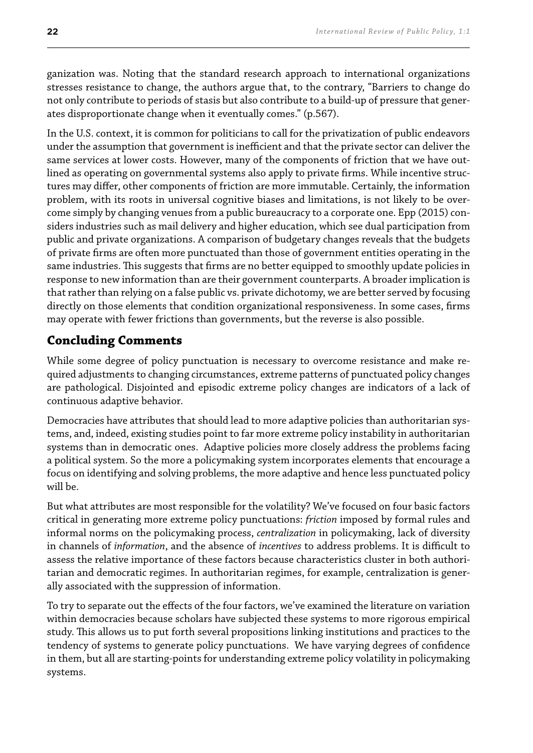ganization was. Noting that the standard research approach to international organizations stresses resistance to change, the authors argue that, to the contrary, "Barriers to change do not only contribute to periods of stasis but also contribute to a build-up of pressure that generates disproportionate change when it eventually comes." (p.567).

In the U.S. context, it is common for politicians to call for the privatization of public endeavors under the assumption that government is inefficient and that the private sector can deliver the same services at lower costs. However, many of the components of friction that we have outlined as operating on governmental systems also apply to private firms. While incentive structures may differ, other components of friction are more immutable. Certainly, the information problem, with its roots in universal cognitive biases and limitations, is not likely to be overcome simply by changing venues from a public bureaucracy to a corporate one. Epp (2015) considers industries such as mail delivery and higher education, which see dual participation from public and private organizations. A comparison of budgetary changes reveals that the budgets of private firms are often more punctuated than those of government entities operating in the same industries. This suggests that firms are no better equipped to smoothly update policies in response to new information than are their government counterparts. A broader implication is that rather than relying on a false public vs. private dichotomy, we are better served by focusing directly on those elements that condition organizational responsiveness. In some cases, firms may operate with fewer frictions than governments, but the reverse is also possible.

## Concluding Comments

While some degree of policy punctuation is necessary to overcome resistance and make required adjustments to changing circumstances, extreme patterns of punctuated policy changes are pathological. Disjointed and episodic extreme policy changes are indicators of a lack of continuous adaptive behavior.

Democracies have attributes that should lead to more adaptive policies than authoritarian systems, and, indeed, existing studies point to far more extreme policy instability in authoritarian systems than in democratic ones. Adaptive policies more closely address the problems facing a political system. So the more a policymaking system incorporates elements that encourage a focus on identifying and solving problems, the more adaptive and hence less punctuated policy will be.

But what attributes are most responsible for the volatility? We've focused on four basic factors critical in generating more extreme policy punctuations: *friction* imposed by formal rules and informal norms on the policymaking process, *centralization* in policymaking, lack of diversity in channels of *information*, and the absence of *incentives* to address problems. It is difficult to assess the relative importance of these factors because characteristics cluster in both authoritarian and democratic regimes. In authoritarian regimes, for example, centralization is generally associated with the suppression of information.

To try to separate out the effects of the four factors, we've examined the literature on variation within democracies because scholars have subjected these systems to more rigorous empirical study. This allows us to put forth several propositions linking institutions and practices to the tendency of systems to generate policy punctuations. We have varying degrees of confidence in them, but all are starting-points for understanding extreme policy volatility in policymaking systems.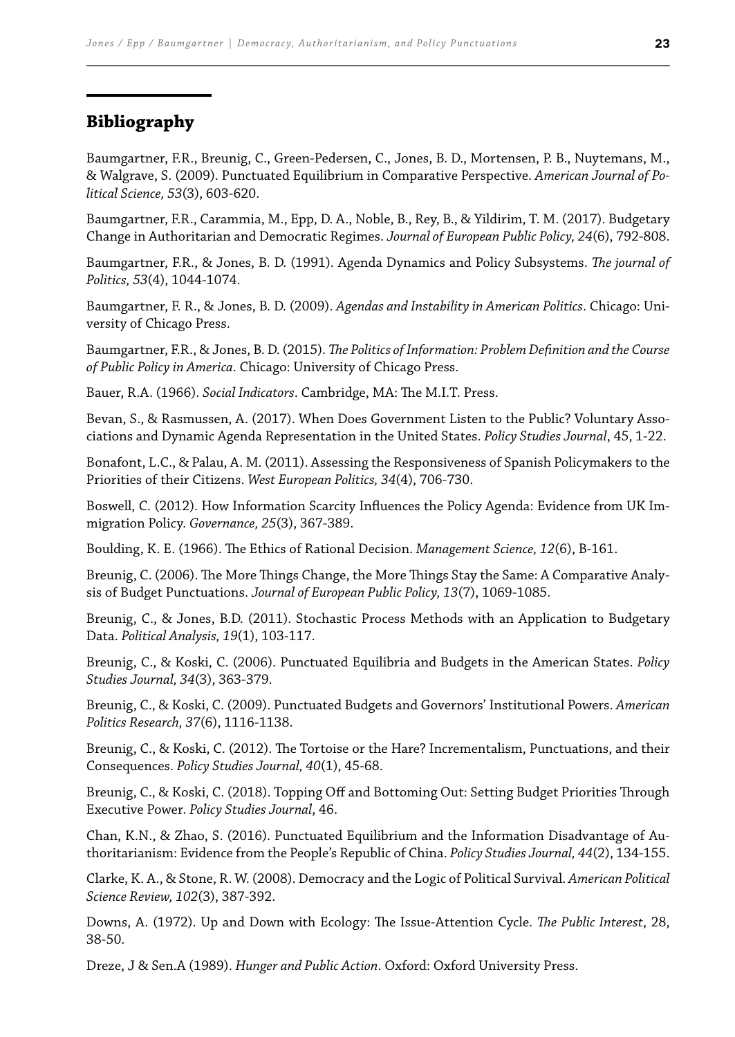## Bibliography

Baumgartner, F.R., Breunig, C., Green-Pedersen, C., Jones, B. D., Mortensen, P. B., Nuytemans, M., & Walgrave, S. (2009). Punctuated Equilibrium in Comparative Perspective. *American Journal of Political Science, 53*(3), 603-620.

Baumgartner, F.R., Carammia, M., Epp, D. A., Noble, B., Rey, B., & Yildirim, T. M. (2017). Budgetary Change in Authoritarian and Democratic Regimes. *Journal of European Public Policy, 24*(6), 792-808.

Baumgartner, F.R., & Jones, B. D. (1991). Agenda Dynamics and Policy Subsystems. *The journal of Politics, 53*(4), 1044-1074.

Baumgartner, F. R., & Jones, B. D. (2009). *Agendas and Instability in American Politics*. Chicago: University of Chicago Press.

Baumgartner, F.R., & Jones, B. D. (2015). *The Politics of Information: Problem Definition and the Course of Public Policy in America*. Chicago: University of Chicago Press.

Bauer, R.A. (1966). *Social Indicators*. Cambridge, MA: The M.I.T. Press.

Bevan, S., & Rasmussen, A. (2017). When Does Government Listen to the Public? Voluntary Associations and Dynamic Agenda Representation in the United States. *Policy Studies Journal*, 45, 1-22.

Bonafont, L.C., & Palau, A. M. (2011). Assessing the Responsiveness of Spanish Policymakers to the Priorities of their Citizens. *West European Politics, 34*(4), 706-730.

Boswell, C. (2012). How Information Scarcity Influences the Policy Agenda: Evidence from UK Immigration Policy. *Governance, 25*(3), 367-389.

Boulding, K. E. (1966). The Ethics of Rational Decision. *Management Science, 12*(6), B-161.

Breunig, C. (2006). The More Things Change, the More Things Stay the Same: A Comparative Analysis of Budget Punctuations. *Journal of European Public Policy, 13*(7), 1069-1085.

Breunig, C., & Jones, B.D. (2011). Stochastic Process Methods with an Application to Budgetary Data. *Political Analysis, 19*(1), 103-117.

Breunig, C., & Koski, C. (2006). Punctuated Equilibria and Budgets in the American States. *Policy Studies Journal, 34*(3), 363-379.

Breunig, C., & Koski, C. (2009). Punctuated Budgets and Governors' Institutional Powers. *American Politics Research, 37*(6), 1116-1138.

Breunig, C., & Koski, C. (2012). The Tortoise or the Hare? Incrementalism, Punctuations, and their Consequences. *Policy Studies Journal, 40*(1), 45-68.

Breunig, C., & Koski, C. (2018). Topping Off and Bottoming Out: Setting Budget Priorities Through Executive Power. *Policy Studies Journal*, 46.

Chan, K.N., & Zhao, S. (2016). Punctuated Equilibrium and the Information Disadvantage of Authoritarianism: Evidence from the People's Republic of China. *Policy Studies Journal, 44*(2), 134-155.

Clarke, K. A., & Stone, R. W. (2008). Democracy and the Logic of Political Survival. *American Political Science Review, 102*(3), 387-392.

Downs, A. (1972). Up and Down with Ecology: The Issue-Attention Cycle. *The Public Interest*, 28, 38-50.

Dreze, J & Sen.A (1989). *Hunger and Public Action*. Oxford: Oxford University Press.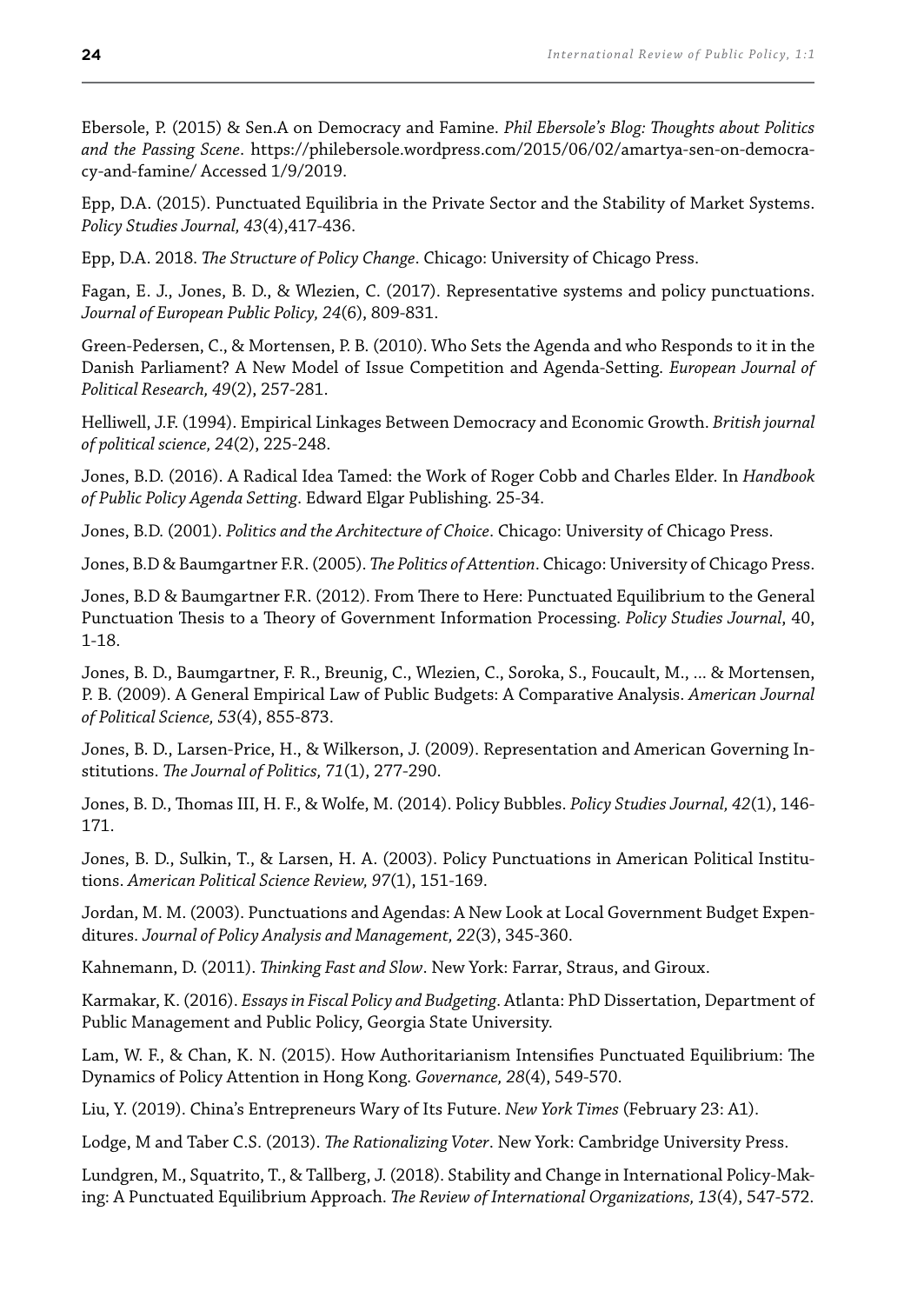Ebersole, P. (2015) & Sen.A on Democracy and Famine. *Phil Ebersole's Blog: Thoughts about Politics and the Passing Scene*. https://philebersole.wordpress.com/2015/06/02/amartya-sen-on-democracy-and-famine/ Accessed 1/9/2019.

Epp, D.A. (2015). Punctuated Equilibria in the Private Sector and the Stability of Market Systems. *Policy Studies Journal, 43*(4),417-436.

Epp, D.A. 2018. *The Structure of Policy Change*. Chicago: University of Chicago Press.

Fagan, E. J., Jones, B. D., & Wlezien, C. (2017). Representative systems and policy punctuations. *Journal of European Public Policy, 24*(6), 809-831.

Green-Pedersen, C., & Mortensen, P. B. (2010). Who Sets the Agenda and who Responds to it in the Danish Parliament? A New Model of Issue Competition and Agenda-Setting. *European Journal of Political Research, 49*(2), 257-281.

Helliwell, J.F. (1994). Empirical Linkages Between Democracy and Economic Growth. *British journal of political science, 24*(2), 225-248.

Jones, B.D. (2016). A Radical Idea Tamed: the Work of Roger Cobb and Charles Elder. In *Handbook of Public Policy Agenda Setting*. Edward Elgar Publishing. 25-34.

Jones, B.D. (2001). *Politics and the Architecture of Choice*. Chicago: University of Chicago Press.

Jones, B.D & Baumgartner F.R. (2005). *The Politics of Attention*. Chicago: University of Chicago Press.

Jones, B.D & Baumgartner F.R. (2012). From There to Here: Punctuated Equilibrium to the General Punctuation Thesis to a Theory of Government Information Processing. *Policy Studies Journal*, 40, 1-18.

Jones, B. D., Baumgartner, F. R., Breunig, C., Wlezien, C., Soroka, S., Foucault, M., ... & Mortensen, P. B. (2009). A General Empirical Law of Public Budgets: A Comparative Analysis. *American Journal of Political Science, 53*(4), 855-873.

Jones, B. D., Larsen-Price, H., & Wilkerson, J. (2009). Representation and American Governing Institutions. *The Journal of Politics, 71*(1), 277-290.

Jones, B. D., Thomas III, H. F., & Wolfe, M. (2014). Policy Bubbles. *Policy Studies Journal, 42*(1), 146-171.

Jones, B. D., Sulkin, T., & Larsen, H. A. (2003). Policy Punctuations in American Political Institutions. *American Political Science Review, 97*(1), 151-169.

Jordan, M. M. (2003). Punctuations and Agendas: A New Look at Local Government Budget Expenditures. *Journal of Policy Analysis and Management, 22*(3), 345-360.

Kahnemann, D. (2011). *Thinking Fast and Slow*. New York: Farrar, Straus, and Giroux.

Karmakar, K. (2016). *Essays in Fiscal Policy and Budgeting*. Atlanta: PhD Dissertation, Department of Public Management and Public Policy, Georgia State University.

Lam, W. F., & Chan, K. N. (2015). How Authoritarianism Intensifies Punctuated Equilibrium: The Dynamics of Policy Attention in Hong Kong. *Governance, 28*(4), 549-570.

Liu, Y. (2019). China's Entrepreneurs Wary of Its Future. *New York Times* (February 23: A1).

Lodge, M and Taber C.S. (2013). *The Rationalizing Voter*. New York: Cambridge University Press.

Lundgren, M., Squatrito, T., & Tallberg, J. (2018). Stability and Change in International Policy-Making: A Punctuated Equilibrium Approach. *The Review of International Organizations, 13*(4), 547-572.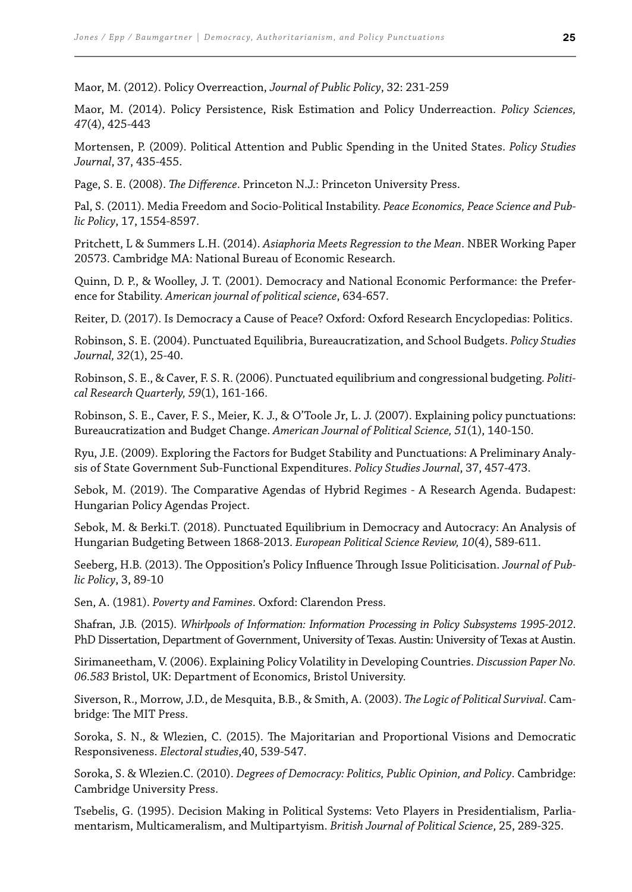Maor, M. (2012). Policy Overreaction, *Journal of Public Policy*, 32: 231-259

Maor, M. (2014). Policy Persistence, Risk Estimation and Policy Underreaction. *Policy Sciences, 47*(4), 425-443

Mortensen, P. (2009). Political Attention and Public Spending in the United States. *Policy Studies Journal*, 37, 435-455.

Page, S. E. (2008). *The Difference*. Princeton N.J.: Princeton University Press.

Pal, S. (2011). Media Freedom and Socio-Political Instability. *Peace Economics, Peace Science and Public Policy*, 17, 1554-8597.

Pritchett, L & Summers L.H. (2014). *Asiaphoria Meets Regression to the Mean*. NBER Working Paper 20573. Cambridge MA: National Bureau of Economic Research.

Quinn, D. P., & Woolley, J. T. (2001). Democracy and National Economic Performance: the Preference for Stability. *American journal of political science*, 634-657.

Reiter, D. (2017). Is Democracy a Cause of Peace? Oxford: Oxford Research Encyclopedias: Politics.

Robinson, S. E. (2004). Punctuated Equilibria, Bureaucratization, and School Budgets. *Policy Studies Journal, 32*(1), 25-40.

Robinson, S. E., & Caver, F. S. R. (2006). Punctuated equilibrium and congressional budgeting. *Political Research Quarterly, 59*(1), 161-166.

Robinson, S. E., Caver, F. S., Meier, K. J., & O'Toole Jr, L. J. (2007). Explaining policy punctuations: Bureaucratization and Budget Change. *American Journal of Political Science, 51*(1), 140-150.

Ryu, J.E. (2009). Exploring the Factors for Budget Stability and Punctuations: A Preliminary Analysis of State Government Sub-Functional Expenditures. *Policy Studies Journal*, 37, 457-473.

Sebok, M. (2019). The Comparative Agendas of Hybrid Regimes - A Research Agenda. Budapest: Hungarian Policy Agendas Project.

Sebok, M. & Berki.T. (2018). Punctuated Equilibrium in Democracy and Autocracy: An Analysis of Hungarian Budgeting Between 1868-2013. *European Political Science Review, 10*(4), 589-611.

Seeberg, H.B. (2013). The Opposition's Policy Influence Through Issue Politicisation. *Journal of Public Policy*, 3, 89-10

Sen, A. (1981). *Poverty and Famines*. Oxford: Clarendon Press.

Shafran, J.B. (2015). *Whirlpools of Information: Information Processing in Policy Subsystems 1995-2012*. PhD Dissertation, Department of Government, University of Texas. Austin: University of Texas at Austin.

Sirimaneetham, V. (2006). Explaining Policy Volatility in Developing Countries. *Discussion Paper No. 06.583* Bristol, UK: Department of Economics, Bristol University.

Siverson, R., Morrow, J.D., de Mesquita, B.B., & Smith, A. (2003). *The Logic of Political Survival*. Cambridge: The MIT Press.

Soroka, S. N., & Wlezien, C. (2015). The Majoritarian and Proportional Visions and Democratic Responsiveness. *Electoral studies*,40, 539-547.

Soroka, S. & Wlezien.C. (2010). *Degrees of Democracy: Politics, Public Opinion, and Policy*. Cambridge: Cambridge University Press.

Tsebelis, G. (1995). Decision Making in Political Systems: Veto Players in Presidentialism, Parliamentarism, Multicameralism, and Multipartyism. *British Journal of Political Science*, 25, 289-325.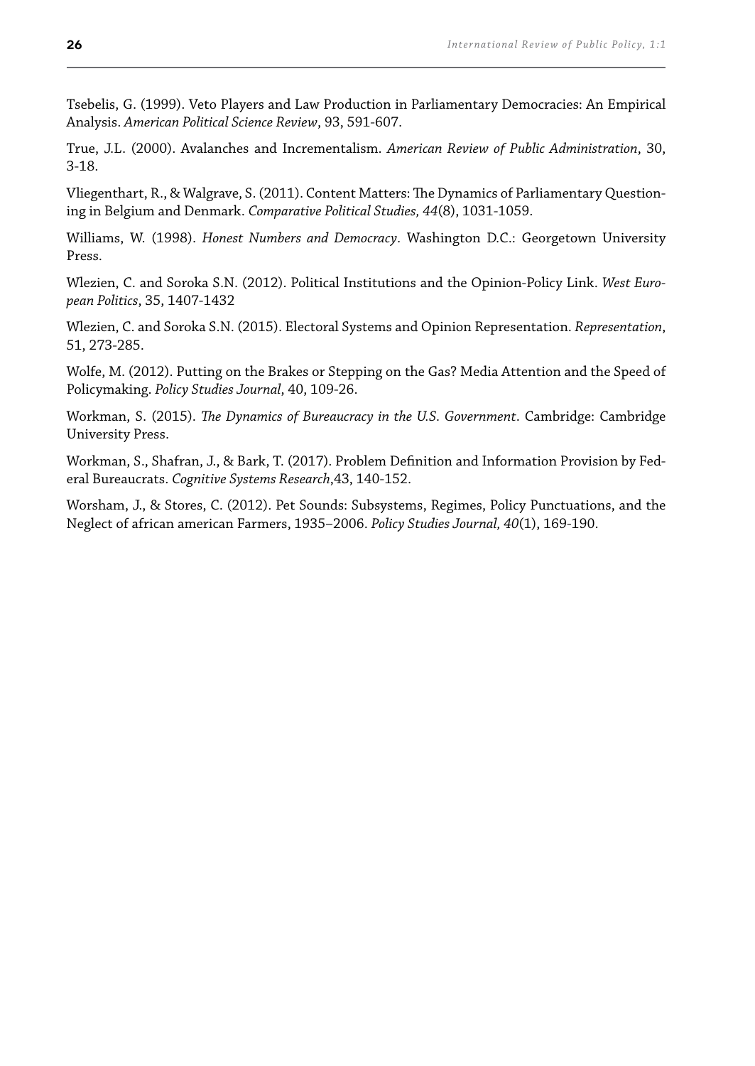Tsebelis, G. (1999). Veto Players and Law Production in Parliamentary Democracies: An Empirical Analysis. *American Political Science Review*, 93, 591-607.

True, J.L. (2000). Avalanches and Incrementalism. *American Review of Public Administration*, 30, 3-18.

Vliegenthart, R., & Walgrave, S. (2011). Content Matters: The Dynamics of Parliamentary Questioning in Belgium and Denmark. *Comparative Political Studies, 44*(8), 1031-1059.

Williams, W. (1998). *Honest Numbers and Democracy*. Washington D.C.: Georgetown University Press.

Wlezien, C. and Soroka S.N. (2012). Political Institutions and the Opinion-Policy Link. *West European Politics*, 35, 1407-1432

Wlezien, C. and Soroka S.N. (2015). Electoral Systems and Opinion Representation. *Representation*, 51, 273-285.

Wolfe, M. (2012). Putting on the Brakes or Stepping on the Gas? Media Attention and the Speed of Policymaking. *Policy Studies Journal*, 40, 109-26.

Workman, S. (2015). *The Dynamics of Bureaucracy in the U.S. Government*. Cambridge: Cambridge University Press.

Workman, S., Shafran, J., & Bark, T. (2017). Problem Definition and Information Provision by Federal Bureaucrats. *Cognitive Systems Research*,43, 140-152.

Worsham, J., & Stores, C. (2012). Pet Sounds: Subsystems, Regimes, Policy Punctuations, and the Neglect of african american Farmers, 1935–2006. *Policy Studies Journal, 40*(1), 169-190.